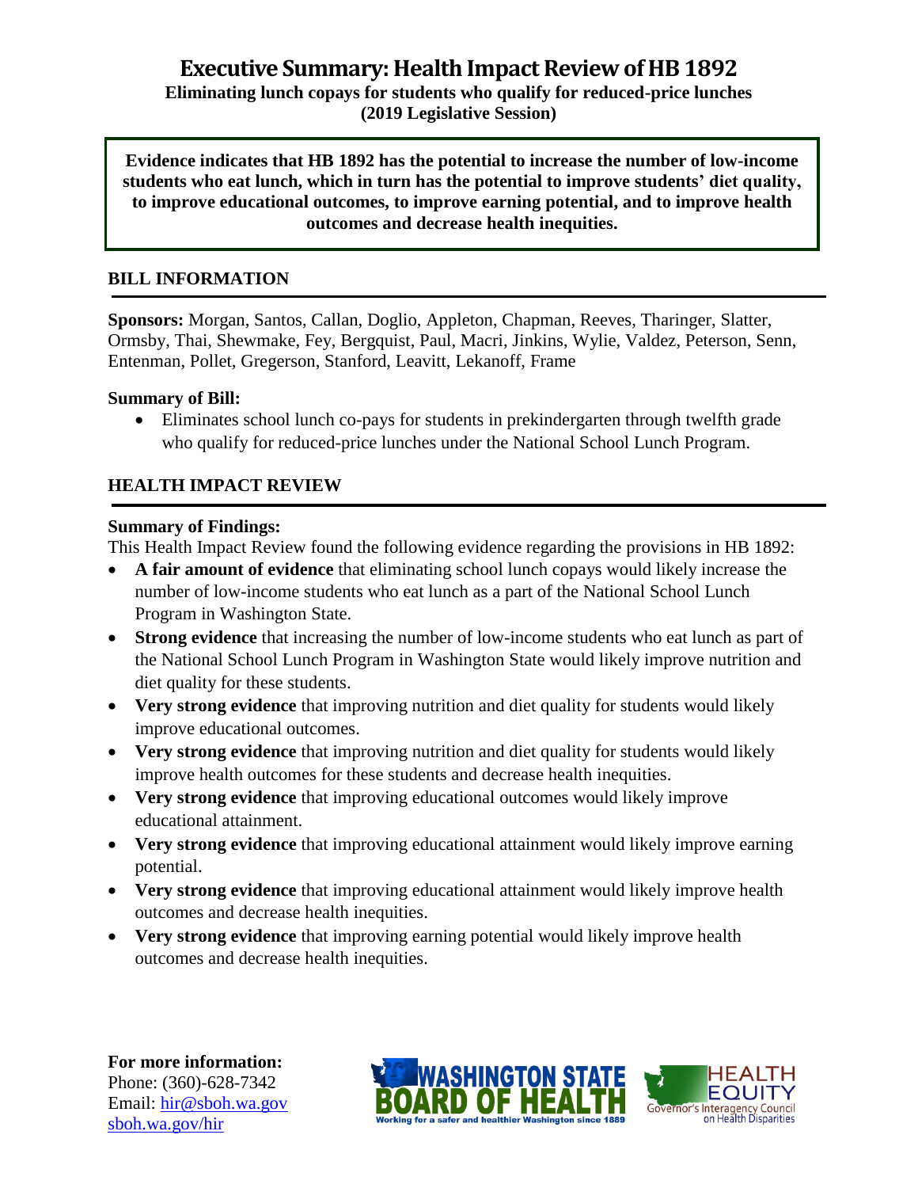# Executive Summary: Health Impact Review of HB 1892

**Eliminating lunch copays for students who qualify for reduced-price lunches**
**(2019 Legislative Session)**

**Evidence indicates that HB 1892 has the potential to increase the number of low-income students who eat lunch, which in turn has the potential to improve students' diet quality, to improve educational outcomes, to improve earning potential, and to improve health outcomes and decrease health inequities.**

## BILL INFORMATION

**Sponsors:** Morgan, Santos, Callan, Doglio, Appleton, Chapman, Reeves, Tharinger, Slatter, Ormsby, Thai, Shewmake, Fey, Bergquist, Paul, Macri, Jinkins, Wylie, Valdez, Peterson, Senn, Entenman, Pollet, Gregerson, Stanford, Leavitt, Lekanoff, Frame

**Summary of Bill:**

- Eliminates school lunch co-pays for students in prekindergarten through twelfth grade who qualify for reduced-price lunches under the National School Lunch Program.

## HEALTH IMPACT REVIEW

**Summary of Findings:**

This Health Impact Review found the following evidence regarding the provisions in HB 1892:

- **A fair amount of evidence** that eliminating school lunch copays would likely increase the number of low-income students who eat lunch as a part of the National School Lunch Program in Washington State.
- **Strong evidence** that increasing the number of low-income students who eat lunch as part of the National School Lunch Program in Washington State would likely improve nutrition and diet quality for these students.
- **Very strong evidence** that improving nutrition and diet quality for students would likely improve educational outcomes.
- **Very strong evidence** that improving nutrition and diet quality for students would likely improve health outcomes for these students and decrease health inequities.
- **Very strong evidence** that improving educational outcomes would likely improve educational attainment.
- **Very strong evidence** that improving educational attainment would likely improve earning potential.
- **Very strong evidence** that improving educational attainment would likely improve health outcomes and decrease health inequities.
- **Very strong evidence** that improving earning potential would likely improve health outcomes and decrease health inequities.

**For more information:**
Phone: (360)-628-7342
Email: hir@sboh.wa.gov
sboh.wa.gov/hir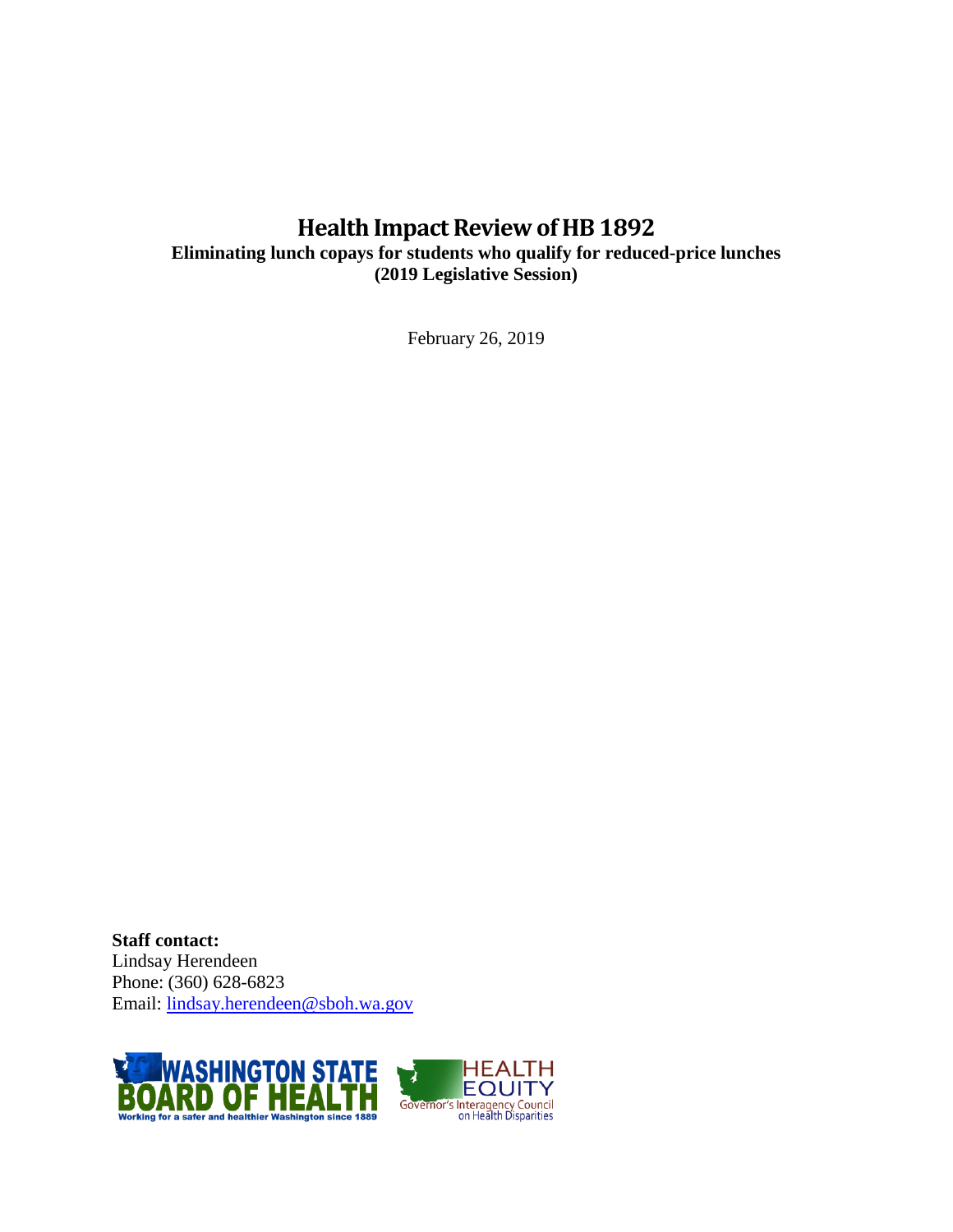# Health Impact Review of HB 1892

**Eliminating lunch copays for students who qualify for reduced-price lunches**
**(2019 Legislative Session)**

February 26, 2019

**Staff contact:**
Lindsay Herendeen
Phone: (360) 628-6823
Email: [lindsay.herendeen@sboh.wa.gov](mailto:lindsay.herendeen@sboh.wa.gov)

WASHINGTON STATE BOARD OF HEALTH
Working for a safer and healthier Washington since 1889

HEALTH EQUITY
Governor's Interagency Council on Health Disparities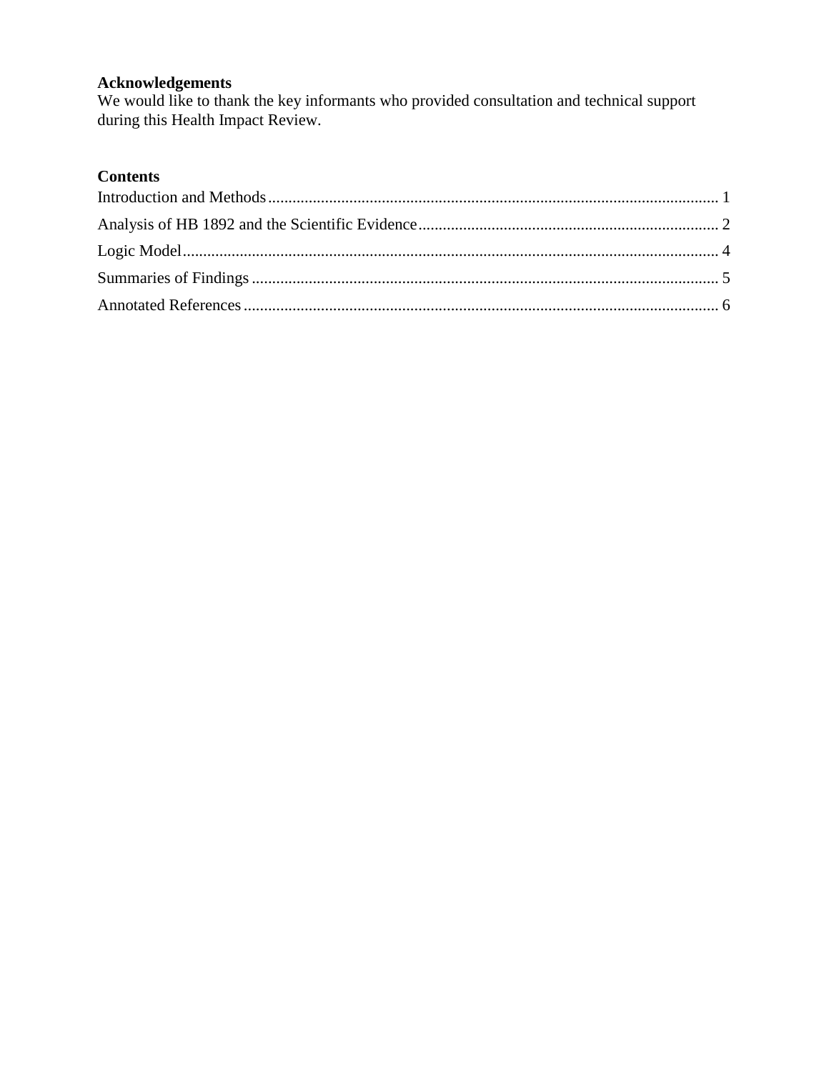**Acknowledgements**
We would like to thank the key informants who provided consultation and technical support during this Health Impact Review.

**Contents**

Introduction and Methods .......... 1
Analysis of HB 1892 and the Scientific Evidence .......... 2
Logic Model .......... 4
Summaries of Findings .......... 5
Annotated References .......... 6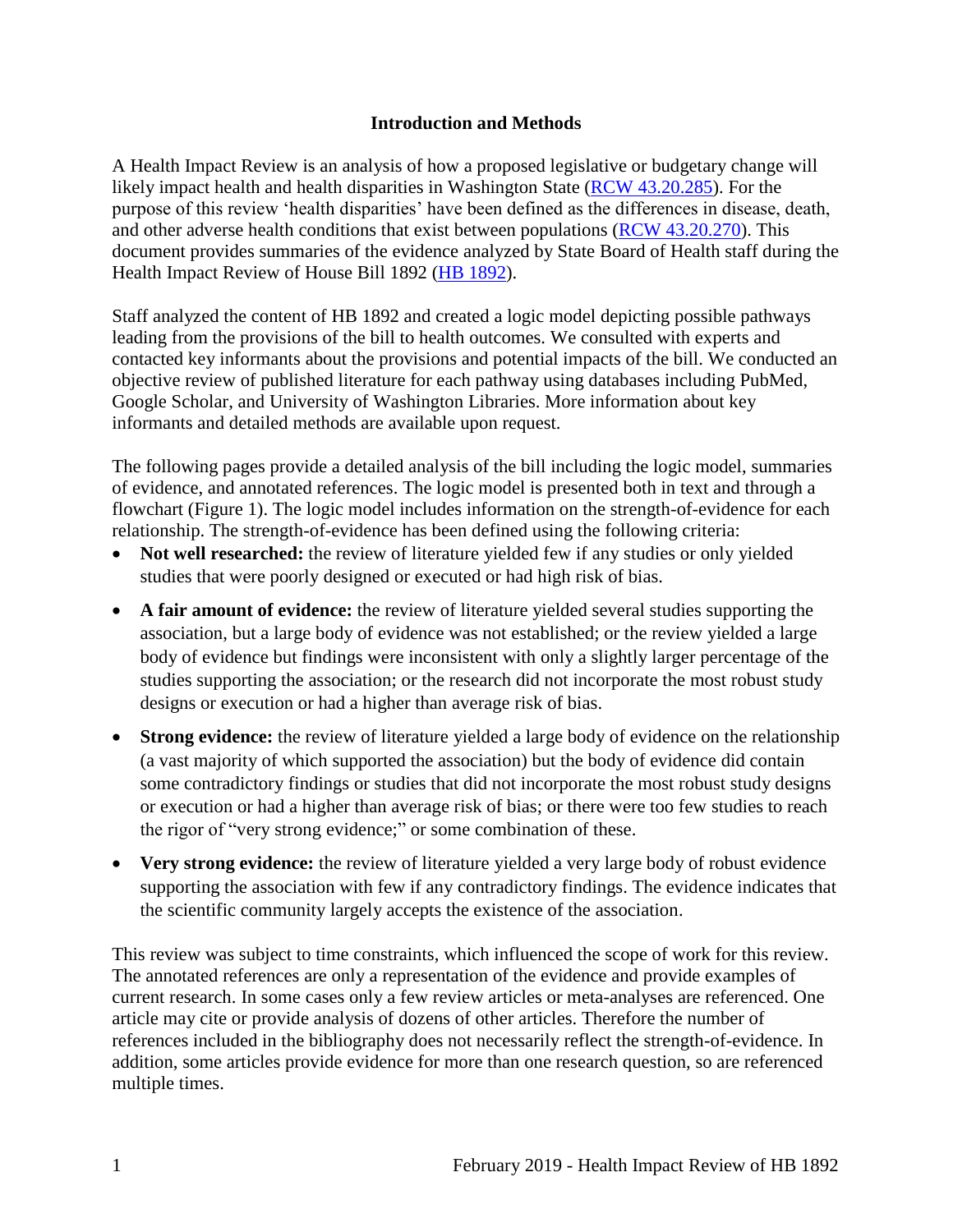## Introduction and Methods

A Health Impact Review is an analysis of how a proposed legislative or budgetary change will likely impact health and health disparities in Washington State ([RCW 43.20.285](RCW 43.20.285)). For the purpose of this review 'health disparities' have been defined as the differences in disease, death, and other adverse health conditions that exist between populations ([RCW 43.20.270](RCW 43.20.270)). This document provides summaries of the evidence analyzed by State Board of Health staff during the Health Impact Review of House Bill 1892 ([HB 1892](HB 1892)).

Staff analyzed the content of HB 1892 and created a logic model depicting possible pathways leading from the provisions of the bill to health outcomes. We consulted with experts and contacted key informants about the provisions and potential impacts of the bill. We conducted an objective review of published literature for each pathway using databases including PubMed, Google Scholar, and University of Washington Libraries. More information about key informants and detailed methods are available upon request.

The following pages provide a detailed analysis of the bill including the logic model, summaries of evidence, and annotated references. The logic model is presented both in text and through a flowchart (Figure 1). The logic model includes information on the strength-of-evidence for each relationship. The strength-of-evidence has been defined using the following criteria:

- **Not well researched:** the review of literature yielded few if any studies or only yielded studies that were poorly designed or executed or had high risk of bias.
- **A fair amount of evidence:** the review of literature yielded several studies supporting the association, but a large body of evidence was not established; or the review yielded a large body of evidence but findings were inconsistent with only a slightly larger percentage of the studies supporting the association; or the research did not incorporate the most robust study designs or execution or had a higher than average risk of bias.
- **Strong evidence:** the review of literature yielded a large body of evidence on the relationship (a vast majority of which supported the association) but the body of evidence did contain some contradictory findings or studies that did not incorporate the most robust study designs or execution or had a higher than average risk of bias; or there were too few studies to reach the rigor of "very strong evidence;" or some combination of these.
- **Very strong evidence:** the review of literature yielded a very large body of robust evidence supporting the association with few if any contradictory findings. The evidence indicates that the scientific community largely accepts the existence of the association.

This review was subject to time constraints, which influenced the scope of work for this review. The annotated references are only a representation of the evidence and provide examples of current research. In some cases only a few review articles or meta-analyses are referenced. One article may cite or provide analysis of dozens of other articles. Therefore the number of references included in the bibliography does not necessarily reflect the strength-of-evidence. In addition, some articles provide evidence for more than one research question, so are referenced multiple times.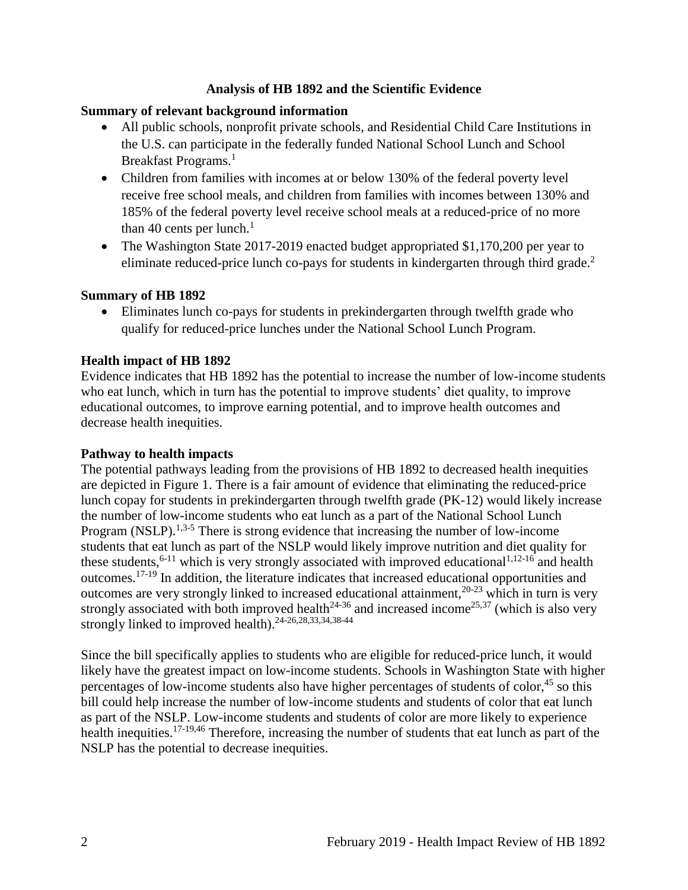# Analysis of HB 1892 and the Scientific Evidence

## Summary of relevant background information

- All public schools, nonprofit private schools, and Residential Child Care Institutions in the U.S. can participate in the federally funded National School Lunch and School Breakfast Programs.[1]
- Children from families with incomes at or below 130% of the federal poverty level receive free school meals, and children from families with incomes between 130% and 185% of the federal poverty level receive school meals at a reduced-price of no more than 40 cents per lunch.[1]
- The Washington State 2017-2019 enacted budget appropriated $1,170,200 per year to eliminate reduced-price lunch co-pays for students in kindergarten through third grade.[2]

## Summary of HB 1892

- Eliminates lunch co-pays for students in prekindergarten through twelfth grade who qualify for reduced-price lunches under the National School Lunch Program.

## Health impact of HB 1892

Evidence indicates that HB 1892 has the potential to increase the number of low-income students who eat lunch, which in turn has the potential to improve students' diet quality, to improve educational outcomes, to improve earning potential, and to improve health outcomes and decrease health inequities.

## Pathway to health impacts

The potential pathways leading from the provisions of HB 1892 to decreased health inequities are depicted in Figure 1. There is a fair amount of evidence that eliminating the reduced-price lunch copay for students in prekindergarten through twelfth grade (PK-12) would likely increase the number of low-income students who eat lunch as a part of the National School Lunch Program (NSLP).[1,3-5] There is strong evidence that increasing the number of low-income students that eat lunch as part of the NSLP would likely improve nutrition and diet quality for these students,[6-11] which is very strongly associated with improved educational[1,12-16] and health outcomes.[17-19] In addition, the literature indicates that increased educational opportunities and outcomes are very strongly linked to increased educational attainment,[20-23] which in turn is very strongly associated with both improved health[24-36] and increased income[25,37] (which is also very strongly linked to improved health).[24-26,28,33,34,38-44]

Since the bill specifically applies to students who are eligible for reduced-price lunch, it would likely have the greatest impact on low-income students. Schools in Washington State with higher percentages of low-income students also have higher percentages of students of color,[45] so this bill could help increase the number of low-income students and students of color that eat lunch as part of the NSLP. Low-income students and students of color are more likely to experience health inequities.[17-19,46] Therefore, increasing the number of students that eat lunch as part of the NSLP has the potential to decrease inequities.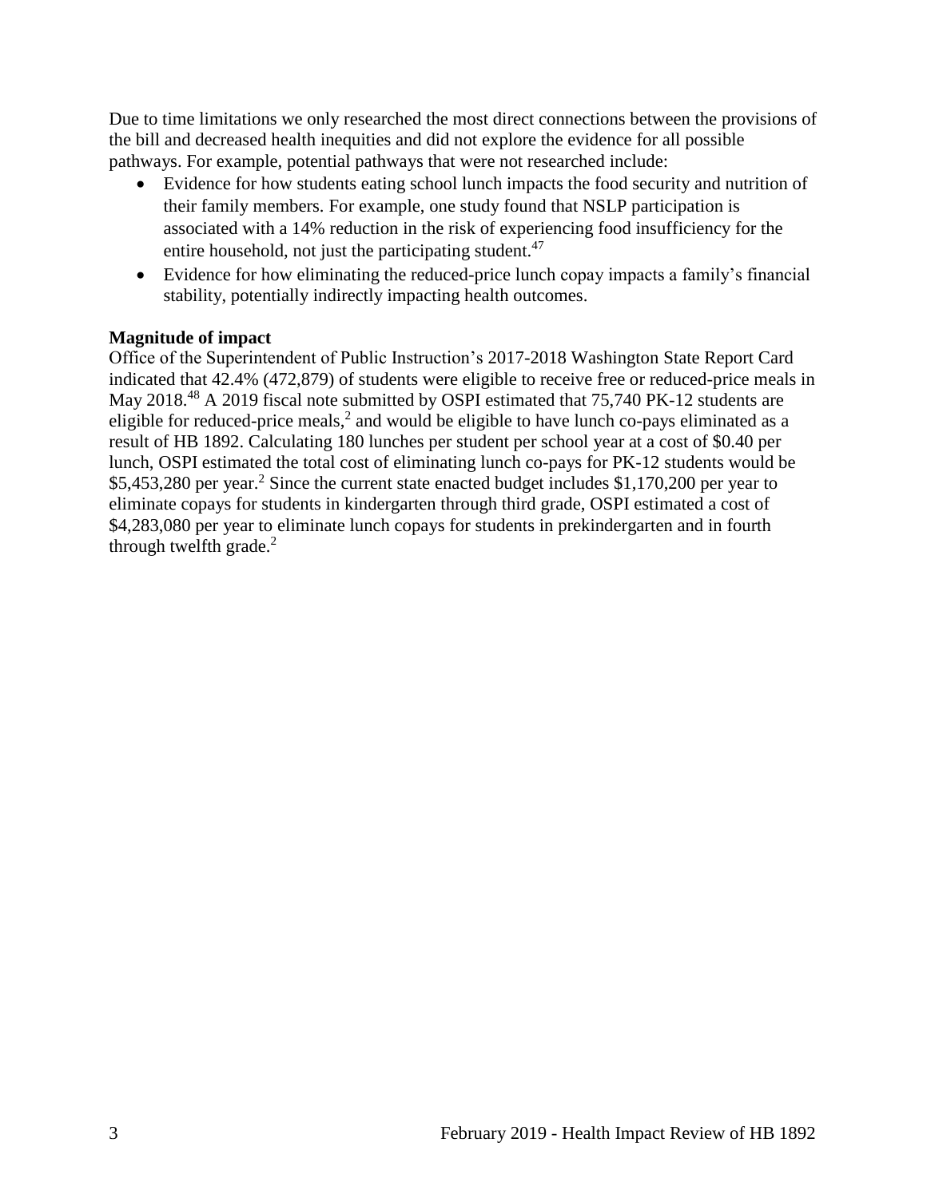Due to time limitations we only researched the most direct connections between the provisions of the bill and decreased health inequities and did not explore the evidence for all possible pathways. For example, potential pathways that were not researched include:

- Evidence for how students eating school lunch impacts the food security and nutrition of their family members. For example, one study found that NSLP participation is associated with a 14% reduction in the risk of experiencing food insufficiency for the entire household, not just the participating student.[47]
- Evidence for how eliminating the reduced-price lunch copay impacts a family's financial stability, potentially indirectly impacting health outcomes.

**Magnitude of impact**

Office of the Superintendent of Public Instruction's 2017-2018 Washington State Report Card indicated that 42.4% (472,879) of students were eligible to receive free or reduced-price meals in May 2018.[48] A 2019 fiscal note submitted by OSPI estimated that 75,740 PK-12 students are eligible for reduced-price meals,[2] and would be eligible to have lunch co-pays eliminated as a result of HB 1892. Calculating 180 lunches per student per school year at a cost of $0.40 per lunch, OSPI estimated the total cost of eliminating lunch co-pays for PK-12 students would be $5,453,280 per year.[2] Since the current state enacted budget includes $1,170,200 per year to eliminate copays for students in kindergarten through third grade, OSPI estimated a cost of $4,283,080 per year to eliminate lunch copays for students in prekindergarten and in fourth through twelfth grade.[2]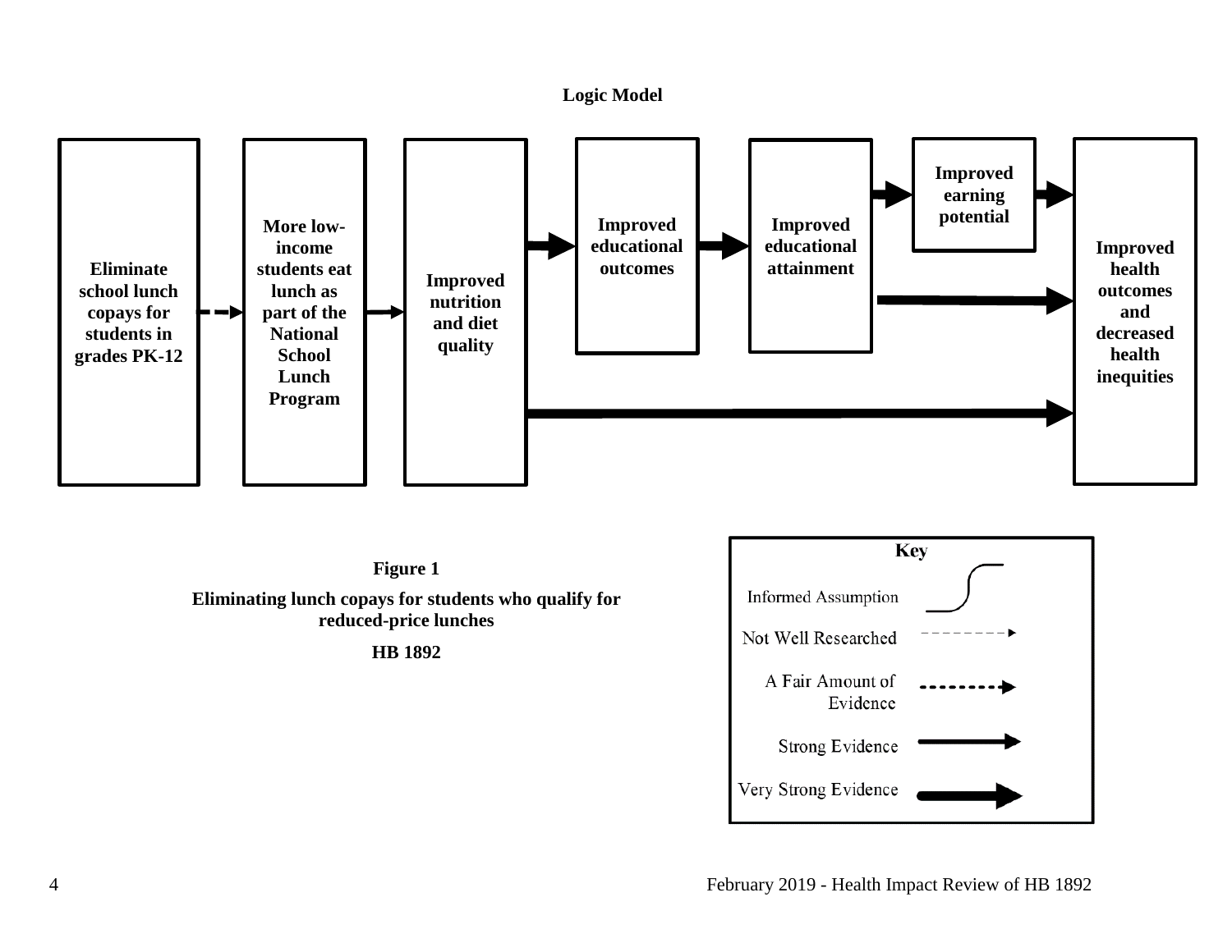**Logic Model**

Eliminate school lunch copays for students in grades PK-12

More low-income students eat lunch as part of the National School Lunch Program

Improved nutrition and diet quality

Improved educational outcomes

Improved educational attainment

Improved earning potential

Improved health outcomes and decreased health inequities

**Key**

- Informed Assumption
- Not Well Researched
- A Fair Amount of Evidence
- Strong Evidence
- Very Strong Evidence

**Figure 1**

**Eliminating lunch copays for students who qualify for reduced-price lunches**

**HB 1892**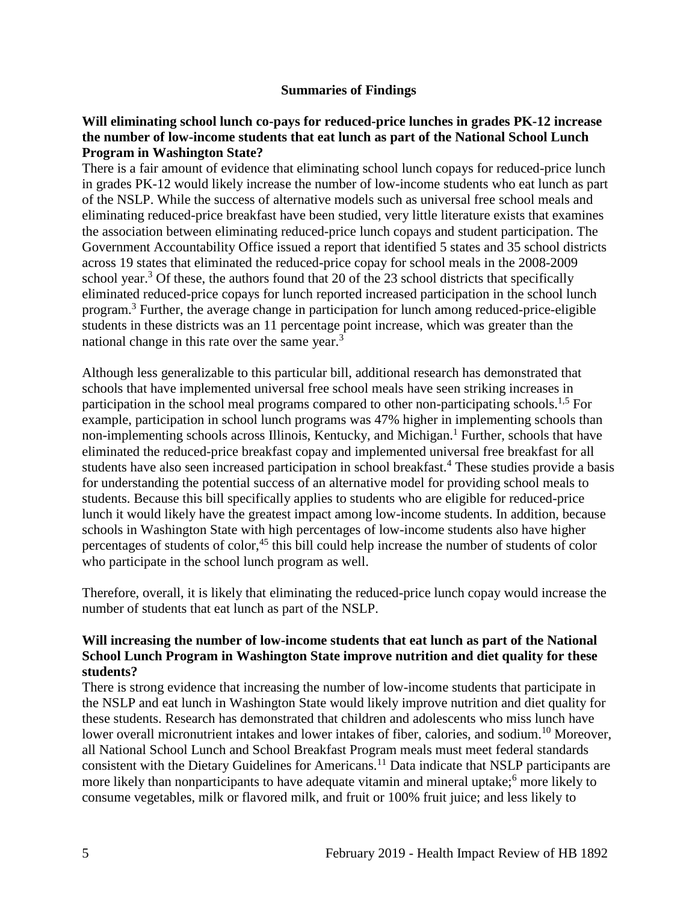## Summaries of Findings

**Will eliminating school lunch co-pays for reduced-price lunches in grades PK-12 increase the number of low-income students that eat lunch as part of the National School Lunch Program in Washington State?**

There is a fair amount of evidence that eliminating school lunch copays for reduced-price lunch in grades PK-12 would likely increase the number of low-income students who eat lunch as part of the NSLP. While the success of alternative models such as universal free school meals and eliminating reduced-price breakfast have been studied, very little literature exists that examines the association between eliminating reduced-price lunch copays and student participation. The Government Accountability Office issued a report that identified 5 states and 35 school districts across 19 states that eliminated the reduced-price copay for school meals in the 2008-2009 school year.[3] Of these, the authors found that 20 of the 23 school districts that specifically eliminated reduced-price copays for lunch reported increased participation in the school lunch program.[3] Further, the average change in participation for lunch among reduced-price-eligible students in these districts was an 11 percentage point increase, which was greater than the national change in this rate over the same year.[3]

Although less generalizable to this particular bill, additional research has demonstrated that schools that have implemented universal free school meals have seen striking increases in participation in the school meal programs compared to other non-participating schools.[1,5] For example, participation in school lunch programs was 47% higher in implementing schools than non-implementing schools across Illinois, Kentucky, and Michigan.[1] Further, schools that have eliminated the reduced-price breakfast copay and implemented universal free breakfast for all students have also seen increased participation in school breakfast.[4] These studies provide a basis for understanding the potential success of an alternative model for providing school meals to students. Because this bill specifically applies to students who are eligible for reduced-price lunch it would likely have the greatest impact among low-income students. In addition, because schools in Washington State with high percentages of low-income students also have higher percentages of students of color,[45] this bill could help increase the number of students of color who participate in the school lunch program as well.

Therefore, overall, it is likely that eliminating the reduced-price lunch copay would increase the number of students that eat lunch as part of the NSLP.

**Will increasing the number of low-income students that eat lunch as part of the National School Lunch Program in Washington State improve nutrition and diet quality for these students?**

There is strong evidence that increasing the number of low-income students that participate in the NSLP and eat lunch in Washington State would likely improve nutrition and diet quality for these students. Research has demonstrated that children and adolescents who miss lunch have lower overall micronutrient intakes and lower intakes of fiber, calories, and sodium.[10] Moreover, all National School Lunch and School Breakfast Program meals must meet federal standards consistent with the Dietary Guidelines for Americans.[11] Data indicate that NSLP participants are more likely than nonparticipants to have adequate vitamin and mineral uptake;[6] more likely to consume vegetables, milk or flavored milk, and fruit or 100% fruit juice; and less likely to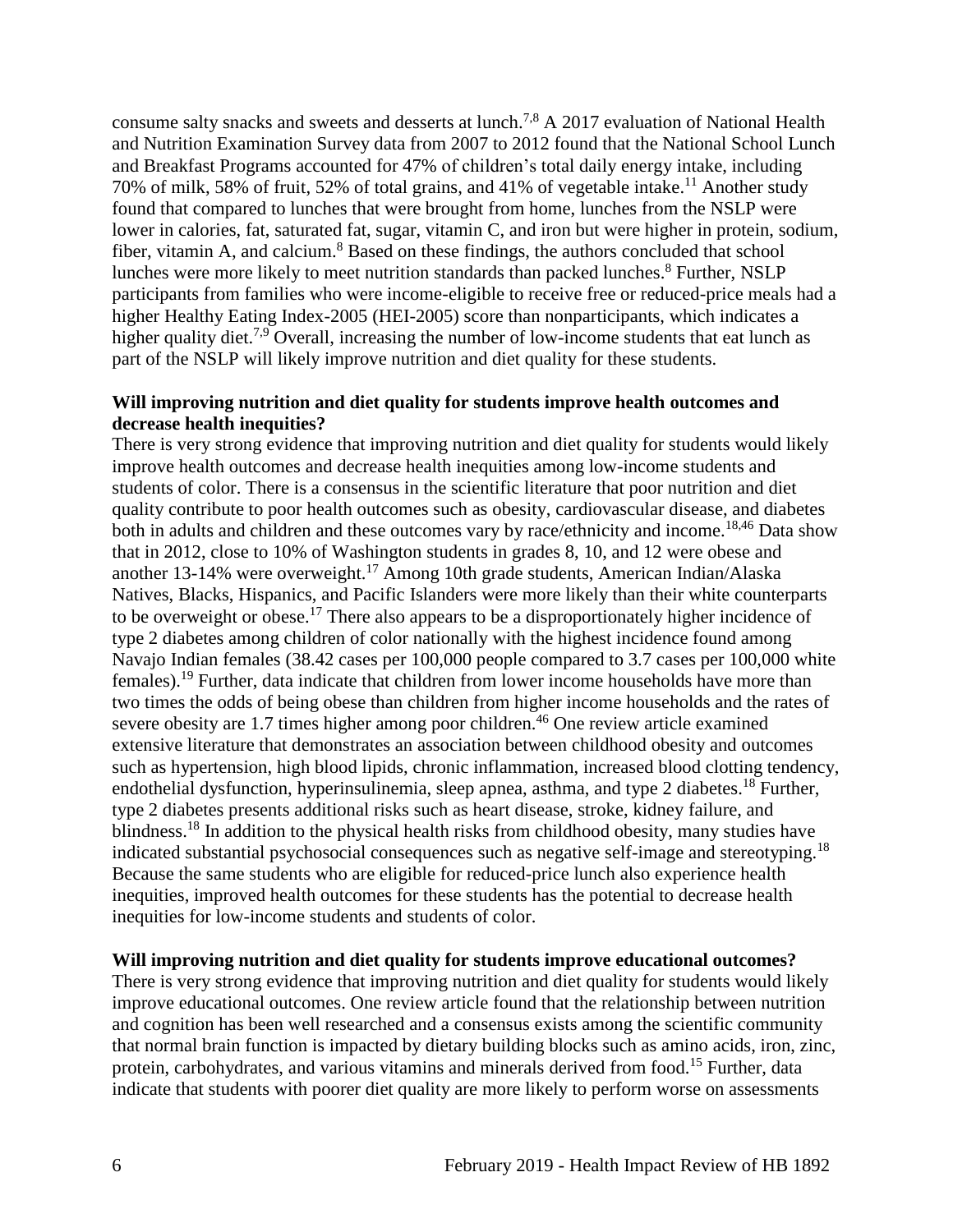consume salty snacks and sweets and desserts at lunch.[7,8] A 2017 evaluation of National Health and Nutrition Examination Survey data from 2007 to 2012 found that the National School Lunch and Breakfast Programs accounted for 47% of children's total daily energy intake, including 70% of milk, 58% of fruit, 52% of total grains, and 41% of vegetable intake.[11] Another study found that compared to lunches that were brought from home, lunches from the NSLP were lower in calories, fat, saturated fat, sugar, vitamin C, and iron but were higher in protein, sodium, fiber, vitamin A, and calcium.[8] Based on these findings, the authors concluded that school lunches were more likely to meet nutrition standards than packed lunches.[8] Further, NSLP participants from families who were income-eligible to receive free or reduced-price meals had a higher Healthy Eating Index-2005 (HEI-2005) score than nonparticipants, which indicates a higher quality diet.[7,9] Overall, increasing the number of low-income students that eat lunch as part of the NSLP will likely improve nutrition and diet quality for these students.

**Will improving nutrition and diet quality for students improve health outcomes and decrease health inequities?**

There is very strong evidence that improving nutrition and diet quality for students would likely improve health outcomes and decrease health inequities among low-income students and students of color. There is a consensus in the scientific literature that poor nutrition and diet quality contribute to poor health outcomes such as obesity, cardiovascular disease, and diabetes both in adults and children and these outcomes vary by race/ethnicity and income.[18,46] Data show that in 2012, close to 10% of Washington students in grades 8, 10, and 12 were obese and another 13-14% were overweight.[17] Among 10th grade students, American Indian/Alaska Natives, Blacks, Hispanics, and Pacific Islanders were more likely than their white counterparts to be overweight or obese.[17] There also appears to be a disproportionately higher incidence of type 2 diabetes among children of color nationally with the highest incidence found among Navajo Indian females (38.42 cases per 100,000 people compared to 3.7 cases per 100,000 white females).[19] Further, data indicate that children from lower income households have more than two times the odds of being obese than children from higher income households and the rates of severe obesity are 1.7 times higher among poor children.[46] One review article examined extensive literature that demonstrates an association between childhood obesity and outcomes such as hypertension, high blood lipids, chronic inflammation, increased blood clotting tendency, endothelial dysfunction, hyperinsulinemia, sleep apnea, asthma, and type 2 diabetes.[18] Further, type 2 diabetes presents additional risks such as heart disease, stroke, kidney failure, and blindness.[18] In addition to the physical health risks from childhood obesity, many studies have indicated substantial psychosocial consequences such as negative self-image and stereotyping.[18] Because the same students who are eligible for reduced-price lunch also experience health inequities, improved health outcomes for these students has the potential to decrease health inequities for low-income students and students of color.

**Will improving nutrition and diet quality for students improve educational outcomes?**

There is very strong evidence that improving nutrition and diet quality for students would likely improve educational outcomes. One review article found that the relationship between nutrition and cognition has been well researched and a consensus exists among the scientific community that normal brain function is impacted by dietary building blocks such as amino acids, iron, zinc, protein, carbohydrates, and various vitamins and minerals derived from food.[15] Further, data indicate that students with poorer diet quality are more likely to perform worse on assessments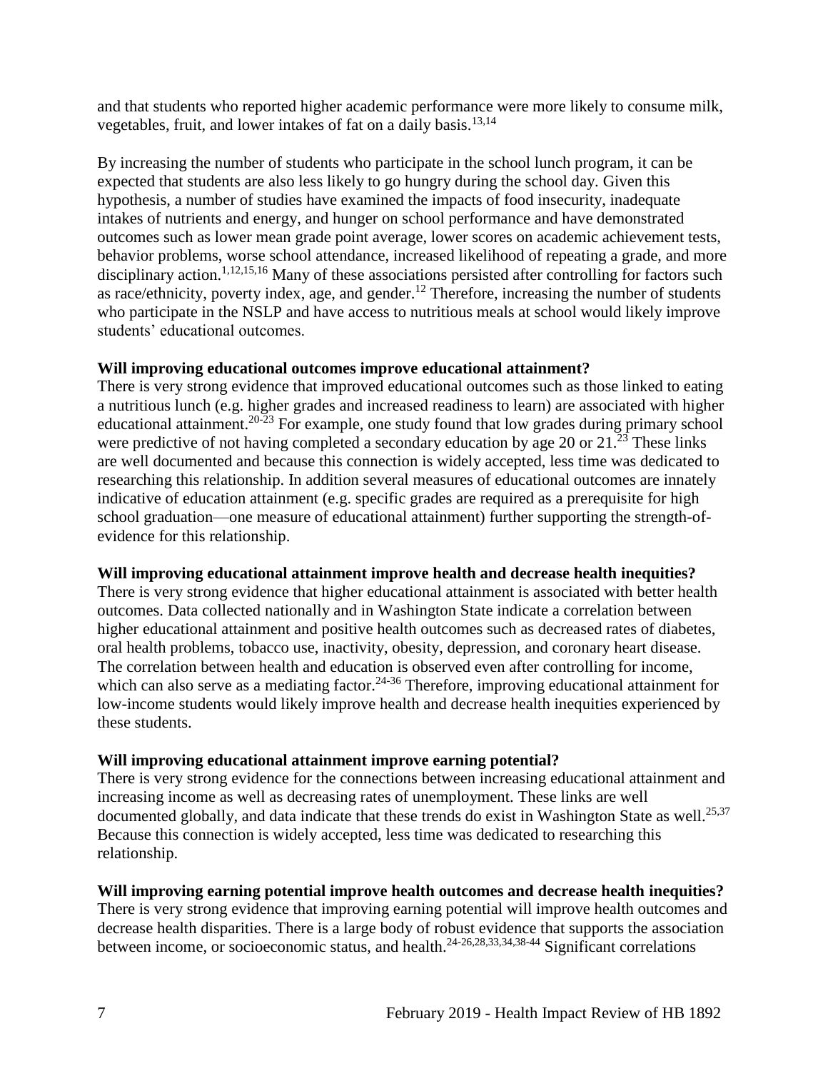and that students who reported higher academic performance were more likely to consume milk, vegetables, fruit, and lower intakes of fat on a daily basis.[13,14]

By increasing the number of students who participate in the school lunch program, it can be expected that students are also less likely to go hungry during the school day. Given this hypothesis, a number of studies have examined the impacts of food insecurity, inadequate intakes of nutrients and energy, and hunger on school performance and have demonstrated outcomes such as lower mean grade point average, lower scores on academic achievement tests, behavior problems, worse school attendance, increased likelihood of repeating a grade, and more disciplinary action.[1,12,15,16] Many of these associations persisted after controlling for factors such as race/ethnicity, poverty index, age, and gender.[12] Therefore, increasing the number of students who participate in the NSLP and have access to nutritious meals at school would likely improve students' educational outcomes.

**Will improving educational outcomes improve educational attainment?**

There is very strong evidence that improved educational outcomes such as those linked to eating a nutritious lunch (e.g. higher grades and increased readiness to learn) are associated with higher educational attainment.[20-23] For example, one study found that low grades during primary school were predictive of not having completed a secondary education by age 20 or 21.[23] These links are well documented and because this connection is widely accepted, less time was dedicated to researching this relationship. In addition several measures of educational outcomes are innately indicative of education attainment (e.g. specific grades are required as a prerequisite for high school graduation—one measure of educational attainment) further supporting the strength-of-evidence for this relationship.

**Will improving educational attainment improve health and decrease health inequities?**

There is very strong evidence that higher educational attainment is associated with better health outcomes. Data collected nationally and in Washington State indicate a correlation between higher educational attainment and positive health outcomes such as decreased rates of diabetes, oral health problems, tobacco use, inactivity, obesity, depression, and coronary heart disease. The correlation between health and education is observed even after controlling for income, which can also serve as a mediating factor.[24-36] Therefore, improving educational attainment for low-income students would likely improve health and decrease health inequities experienced by these students.

**Will improving educational attainment improve earning potential?**

There is very strong evidence for the connections between increasing educational attainment and increasing income as well as decreasing rates of unemployment. These links are well documented globally, and data indicate that these trends do exist in Washington State as well.[25,37] Because this connection is widely accepted, less time was dedicated to researching this relationship.

**Will improving earning potential improve health outcomes and decrease health inequities?**

There is very strong evidence that improving earning potential will improve health outcomes and decrease health disparities. There is a large body of robust evidence that supports the association between income, or socioeconomic status, and health.[24-26,28,33,34,38-44] Significant correlations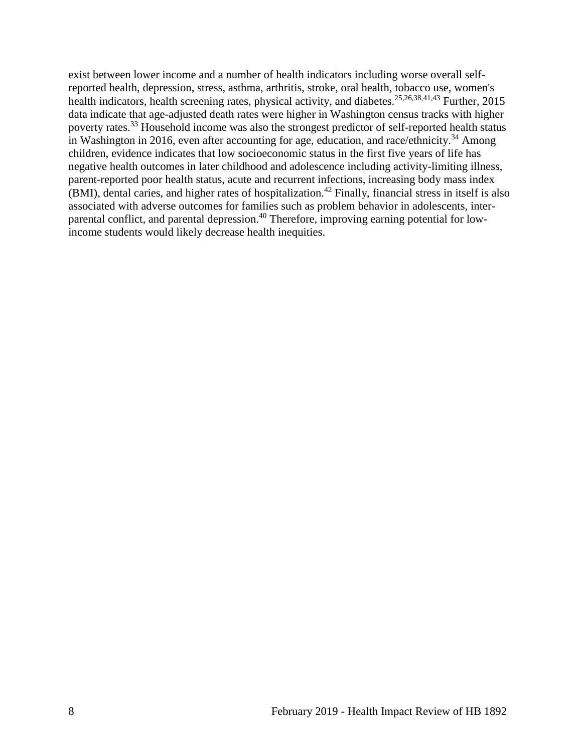exist between lower income and a number of health indicators including worse overall self-reported health, depression, stress, asthma, arthritis, stroke, oral health, tobacco use, women's health indicators, health screening rates, physical activity, and diabetes.[25,26,38,41,43] Further, 2015 data indicate that age-adjusted death rates were higher in Washington census tracks with higher poverty rates.[33] Household income was also the strongest predictor of self-reported health status in Washington in 2016, even after accounting for age, education, and race/ethnicity.[34] Among children, evidence indicates that low socioeconomic status in the first five years of life has negative health outcomes in later childhood and adolescence including activity-limiting illness, parent-reported poor health status, acute and recurrent infections, increasing body mass index (BMI), dental caries, and higher rates of hospitalization.[42] Finally, financial stress in itself is also associated with adverse outcomes for families such as problem behavior in adolescents, inter-parental conflict, and parental depression.[40] Therefore, improving earning potential for low-income students would likely decrease health inequities.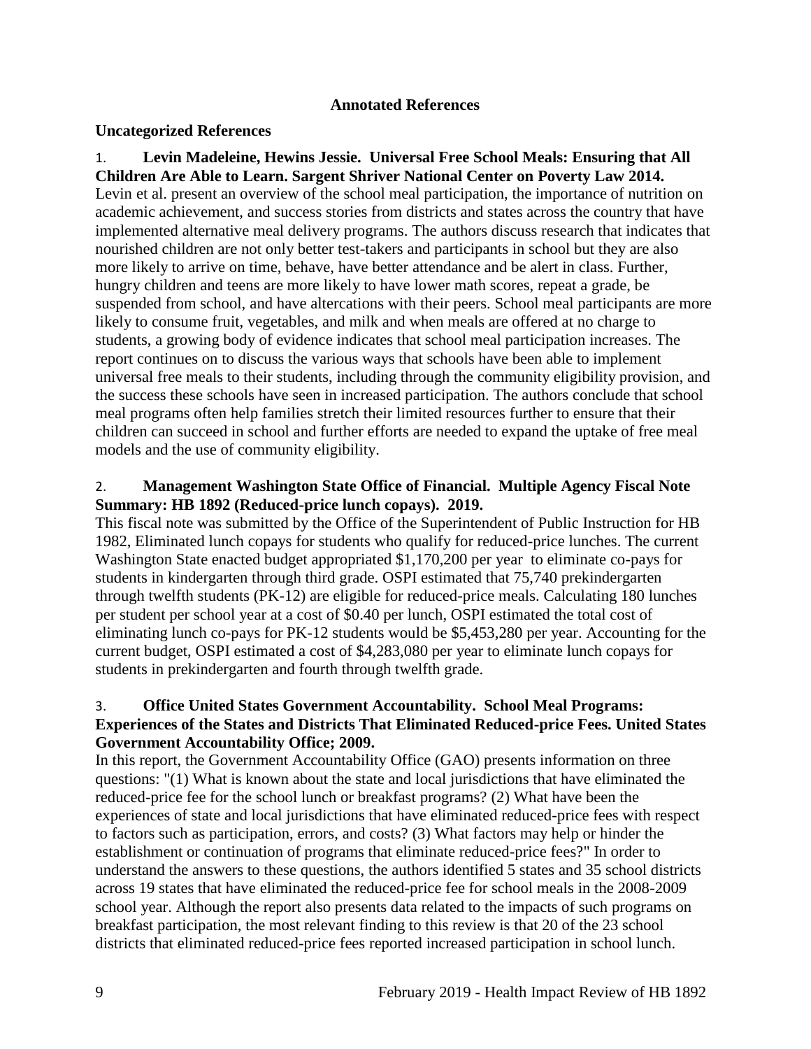## Annotated References

### Uncategorized References

1. **Levin Madeleine, Hewins Jessie. Universal Free School Meals: Ensuring that All Children Are Able to Learn. Sargent Shriver National Center on Poverty Law 2014.**
Levin et al. present an overview of the school meal participation, the importance of nutrition on academic achievement, and success stories from districts and states across the country that have implemented alternative meal delivery programs. The authors discuss research that indicates that nourished children are not only better test-takers and participants in school but they are also more likely to arrive on time, behave, have better attendance and be alert in class. Further, hungry children and teens are more likely to have lower math scores, repeat a grade, be suspended from school, and have altercations with their peers. School meal participants are more likely to consume fruit, vegetables, and milk and when meals are offered at no charge to students, a growing body of evidence indicates that school meal participation increases. The report continues on to discuss the various ways that schools have been able to implement universal free meals to their students, including through the community eligibility provision, and the success these schools have seen in increased participation. The authors conclude that school meal programs often help families stretch their limited resources further to ensure that their children can succeed in school and further efforts are needed to expand the uptake of free meal models and the use of community eligibility.

2. **Management Washington State Office of Financial. Multiple Agency Fiscal Note Summary: HB 1892 (Reduced-price lunch copays). 2019.**
This fiscal note was submitted by the Office of the Superintendent of Public Instruction for HB 1982, Eliminated lunch copays for students who qualify for reduced-price lunches. The current Washington State enacted budget appropriated $1,170,200 per year to eliminate co-pays for students in kindergarten through third grade. OSPI estimated that 75,740 prekindergarten through twelfth students (PK-12) are eligible for reduced-price meals. Calculating 180 lunches per student per school year at a cost of $0.40 per lunch, OSPI estimated the total cost of eliminating lunch co-pays for PK-12 students would be $5,453,280 per year. Accounting for the current budget, OSPI estimated a cost of $4,283,080 per year to eliminate lunch copays for students in prekindergarten and fourth through twelfth grade.

3. **Office United States Government Accountability. School Meal Programs: Experiences of the States and Districts That Eliminated Reduced-price Fees. United States Government Accountability Office; 2009.**
In this report, the Government Accountability Office (GAO) presents information on three questions: "(1) What is known about the state and local jurisdictions that have eliminated the reduced-price fee for the school lunch or breakfast programs? (2) What have been the experiences of state and local jurisdictions that have eliminated reduced-price fees with respect to factors such as participation, errors, and costs? (3) What factors may help or hinder the establishment or continuation of programs that eliminate reduced-price fees?" In order to understand the answers to these questions, the authors identified 5 states and 35 school districts across 19 states that have eliminated the reduced-price fee for school meals in the 2008-2009 school year. Although the report also presents data related to the impacts of such programs on breakfast participation, the most relevant finding to this review is that 20 of the 23 school districts that eliminated reduced-price fees reported increased participation in school lunch.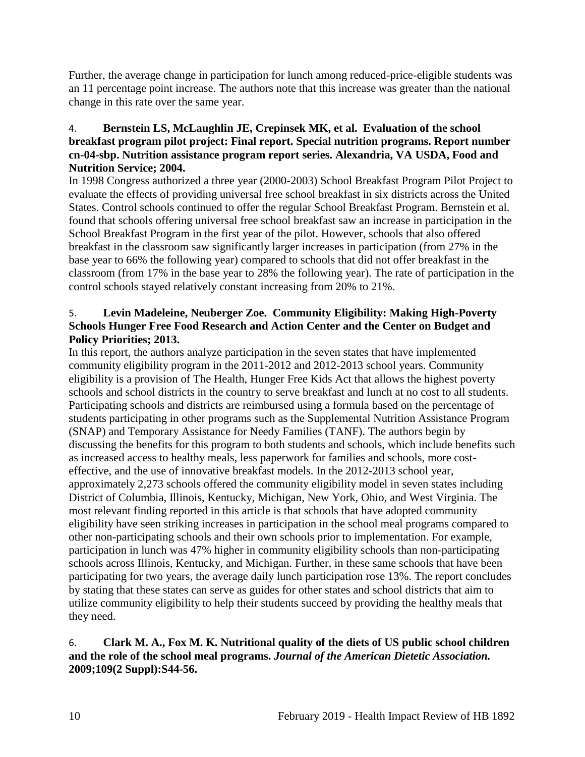Further, the average change in participation for lunch among reduced-price-eligible students was an 11 percentage point increase. The authors note that this increase was greater than the national change in this rate over the same year.

4. **Bernstein LS, McLaughlin JE, Crepinsek MK, et al. Evaluation of the school breakfast program pilot project: Final report. Special nutrition programs. Report number cn-04-sbp. Nutrition assistance program report series. Alexandria, VA USDA, Food and Nutrition Service; 2004.**

In 1998 Congress authorized a three year (2000-2003) School Breakfast Program Pilot Project to evaluate the effects of providing universal free school breakfast in six districts across the United States. Control schools continued to offer the regular School Breakfast Program. Bernstein et al. found that schools offering universal free school breakfast saw an increase in participation in the School Breakfast Program in the first year of the pilot. However, schools that also offered breakfast in the classroom saw significantly larger increases in participation (from 27% in the base year to 66% the following year) compared to schools that did not offer breakfast in the classroom (from 17% in the base year to 28% the following year). The rate of participation in the control schools stayed relatively constant increasing from 20% to 21%.

5. **Levin Madeleine, Neuberger Zoe. Community Eligibility: Making High-Poverty Schools Hunger Free Food Research and Action Center and the Center on Budget and Policy Priorities; 2013.**

In this report, the authors analyze participation in the seven states that have implemented community eligibility program in the 2011-2012 and 2012-2013 school years. Community eligibility is a provision of The Health, Hunger Free Kids Act that allows the highest poverty schools and school districts in the country to serve breakfast and lunch at no cost to all students. Participating schools and districts are reimbursed using a formula based on the percentage of students participating in other programs such as the Supplemental Nutrition Assistance Program (SNAP) and Temporary Assistance for Needy Families (TANF). The authors begin by discussing the benefits for this program to both students and schools, which include benefits such as increased access to healthy meals, less paperwork for families and schools, more cost-effective, and the use of innovative breakfast models. In the 2012-2013 school year, approximately 2,273 schools offered the community eligibility model in seven states including District of Columbia, Illinois, Kentucky, Michigan, New York, Ohio, and West Virginia. The most relevant finding reported in this article is that schools that have adopted community eligibility have seen striking increases in participation in the school meal programs compared to other non-participating schools and their own schools prior to implementation. For example, participation in lunch was 47% higher in community eligibility schools than non-participating schools across Illinois, Kentucky, and Michigan. Further, in these same schools that have been participating for two years, the average daily lunch participation rose 13%. The report concludes by stating that these states can serve as guides for other states and school districts that aim to utilize community eligibility to help their students succeed by providing the healthy meals that they need.

6. **Clark M. A., Fox M. K. Nutritional quality of the diets of US public school children and the role of the school meal programs. *Journal of the American Dietetic Association.* 2009;109(2 Suppl):S44-56.**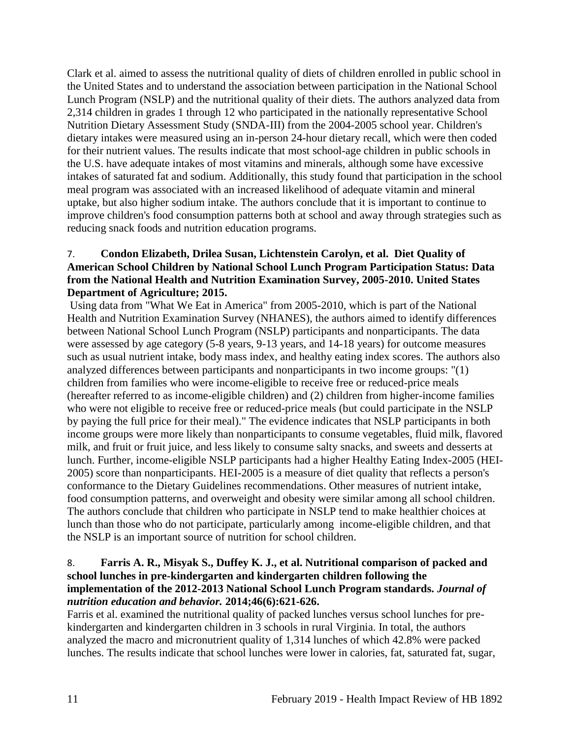Clark et al. aimed to assess the nutritional quality of diets of children enrolled in public school in the United States and to understand the association between participation in the National School Lunch Program (NSLP) and the nutritional quality of their diets. The authors analyzed data from 2,314 children in grades 1 through 12 who participated in the nationally representative School Nutrition Dietary Assessment Study (SNDA-III) from the 2004-2005 school year. Children's dietary intakes were measured using an in-person 24-hour dietary recall, which were then coded for their nutrient values. The results indicate that most school-age children in public schools in the U.S. have adequate intakes of most vitamins and minerals, although some have excessive intakes of saturated fat and sodium. Additionally, this study found that participation in the school meal program was associated with an increased likelihood of adequate vitamin and mineral uptake, but also higher sodium intake. The authors conclude that it is important to continue to improve children's food consumption patterns both at school and away through strategies such as reducing snack foods and nutrition education programs.

7. **Condon Elizabeth, Drilea Susan, Lichtenstein Carolyn, et al. Diet Quality of American School Children by National School Lunch Program Participation Status: Data from the National Health and Nutrition Examination Survey, 2005-2010. United States Department of Agriculture; 2015.**

Using data from "What We Eat in America" from 2005-2010, which is part of the National Health and Nutrition Examination Survey (NHANES), the authors aimed to identify differences between National School Lunch Program (NSLP) participants and nonparticipants. The data were assessed by age category (5-8 years, 9-13 years, and 14-18 years) for outcome measures such as usual nutrient intake, body mass index, and healthy eating index scores. The authors also analyzed differences between participants and nonparticipants in two income groups: "(1) children from families who were income-eligible to receive free or reduced-price meals (hereafter referred to as income-eligible children) and (2) children from higher-income families who were not eligible to receive free or reduced-price meals (but could participate in the NSLP by paying the full price for their meal)." The evidence indicates that NSLP participants in both income groups were more likely than nonparticipants to consume vegetables, fluid milk, flavored milk, and fruit or fruit juice, and less likely to consume salty snacks, and sweets and desserts at lunch. Further, income-eligible NSLP participants had a higher Healthy Eating Index-2005 (HEI-2005) score than nonparticipants. HEI-2005 is a measure of diet quality that reflects a person's conformance to the Dietary Guidelines recommendations. Other measures of nutrient intake, food consumption patterns, and overweight and obesity were similar among all school children. The authors conclude that children who participate in NSLP tend to make healthier choices at lunch than those who do not participate, particularly among income-eligible children, and that the NSLP is an important source of nutrition for school children.

8. **Farris A. R., Misyak S., Duffey K. J., et al. Nutritional comparison of packed and school lunches in pre-kindergarten and kindergarten children following the implementation of the 2012-2013 National School Lunch Program standards. *Journal of nutrition education and behavior.* 2014;46(6):621-626.**

Farris et al. examined the nutritional quality of packed lunches versus school lunches for pre-kindergarten and kindergarten children in 3 schools in rural Virginia. In total, the authors analyzed the macro and micronutrient quality of 1,314 lunches of which 42.8% were packed lunches. The results indicate that school lunches were lower in calories, fat, saturated fat, sugar,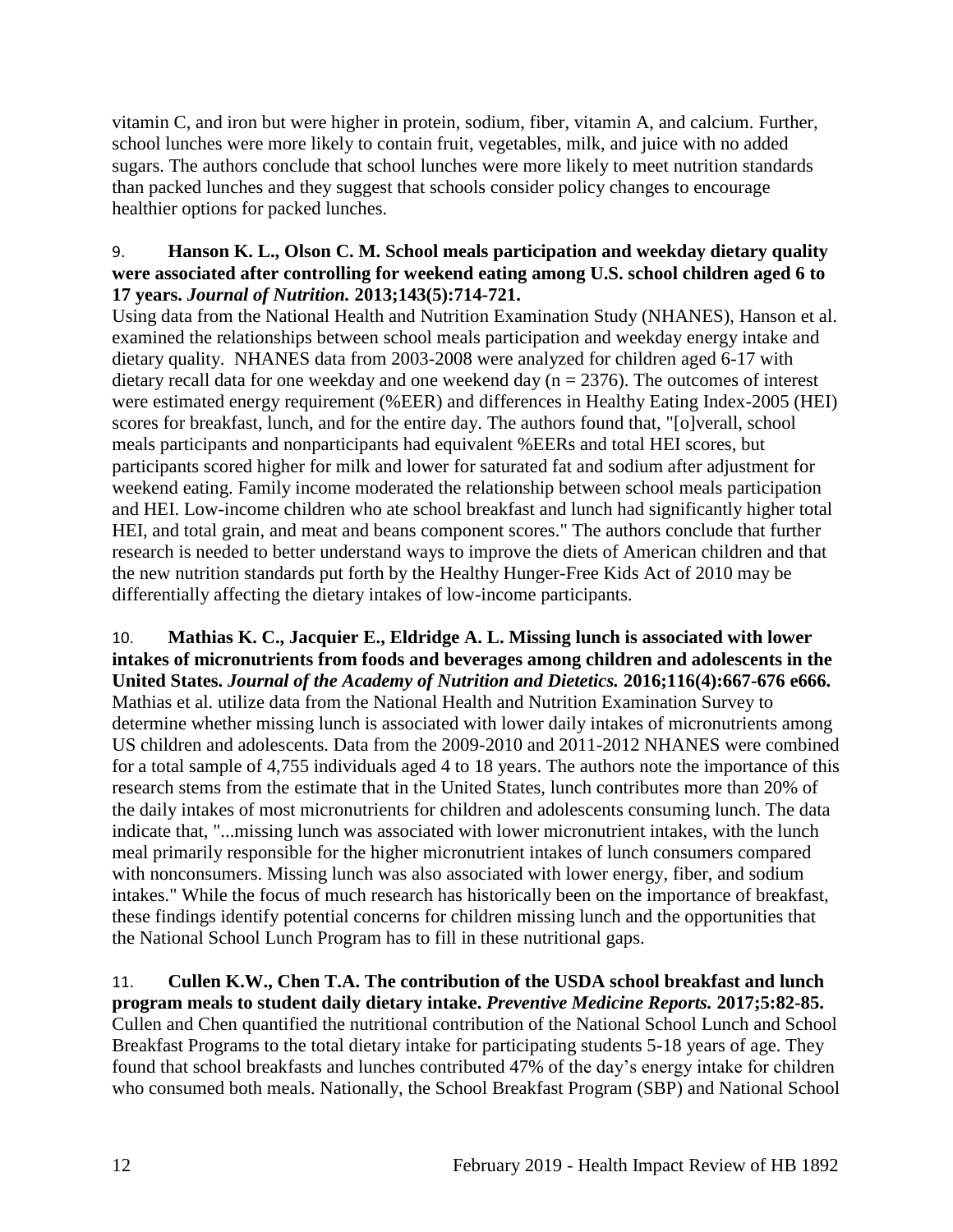vitamin C, and iron but were higher in protein, sodium, fiber, vitamin A, and calcium. Further, school lunches were more likely to contain fruit, vegetables, milk, and juice with no added sugars. The authors conclude that school lunches were more likely to meet nutrition standards than packed lunches and they suggest that schools consider policy changes to encourage healthier options for packed lunches.

9. **Hanson K. L., Olson C. M. School meals participation and weekday dietary quality were associated after controlling for weekend eating among U.S. school children aged 6 to 17 years.** ***Journal of Nutrition.*** **2013;143(5):714-721.**
Using data from the National Health and Nutrition Examination Study (NHANES), Hanson et al. examined the relationships between school meals participation and weekday energy intake and dietary quality. NHANES data from 2003-2008 were analyzed for children aged 6-17 with dietary recall data for one weekday and one weekend day (n = 2376). The outcomes of interest were estimated energy requirement (%EER) and differences in Healthy Eating Index-2005 (HEI) scores for breakfast, lunch, and for the entire day. The authors found that, "[o]verall, school meals participants and nonparticipants had equivalent %EERs and total HEI scores, but participants scored higher for milk and lower for saturated fat and sodium after adjustment for weekend eating. Family income moderated the relationship between school meals participation and HEI. Low-income children who ate school breakfast and lunch had significantly higher total HEI, and total grain, and meat and beans component scores." The authors conclude that further research is needed to better understand ways to improve the diets of American children and that the new nutrition standards put forth by the Healthy Hunger-Free Kids Act of 2010 may be differentially affecting the dietary intakes of low-income participants.

10. **Mathias K. C., Jacquier E., Eldridge A. L. Missing lunch is associated with lower intakes of micronutrients from foods and beverages among children and adolescents in the United States.** ***Journal of the Academy of Nutrition and Dietetics.*** **2016;116(4):667-676 e666.**
Mathias et al. utilize data from the National Health and Nutrition Examination Survey to determine whether missing lunch is associated with lower daily intakes of micronutrients among US children and adolescents. Data from the 2009-2010 and 2011-2012 NHANES were combined for a total sample of 4,755 individuals aged 4 to 18 years. The authors note the importance of this research stems from the estimate that in the United States, lunch contributes more than 20% of the daily intakes of most micronutrients for children and adolescents consuming lunch. The data indicate that, "...missing lunch was associated with lower micronutrient intakes, with the lunch meal primarily responsible for the higher micronutrient intakes of lunch consumers compared with nonconsumers. Missing lunch was also associated with lower energy, fiber, and sodium intakes." While the focus of much research has historically been on the importance of breakfast, these findings identify potential concerns for children missing lunch and the opportunities that the National School Lunch Program has to fill in these nutritional gaps.

11. **Cullen K.W., Chen T.A. The contribution of the USDA school breakfast and lunch program meals to student daily dietary intake.** ***Preventive Medicine Reports.*** **2017;5:82-85.**
Cullen and Chen quantified the nutritional contribution of the National School Lunch and School Breakfast Programs to the total dietary intake for participating students 5-18 years of age. They found that school breakfasts and lunches contributed 47% of the day's energy intake for children who consumed both meals. Nationally, the School Breakfast Program (SBP) and National School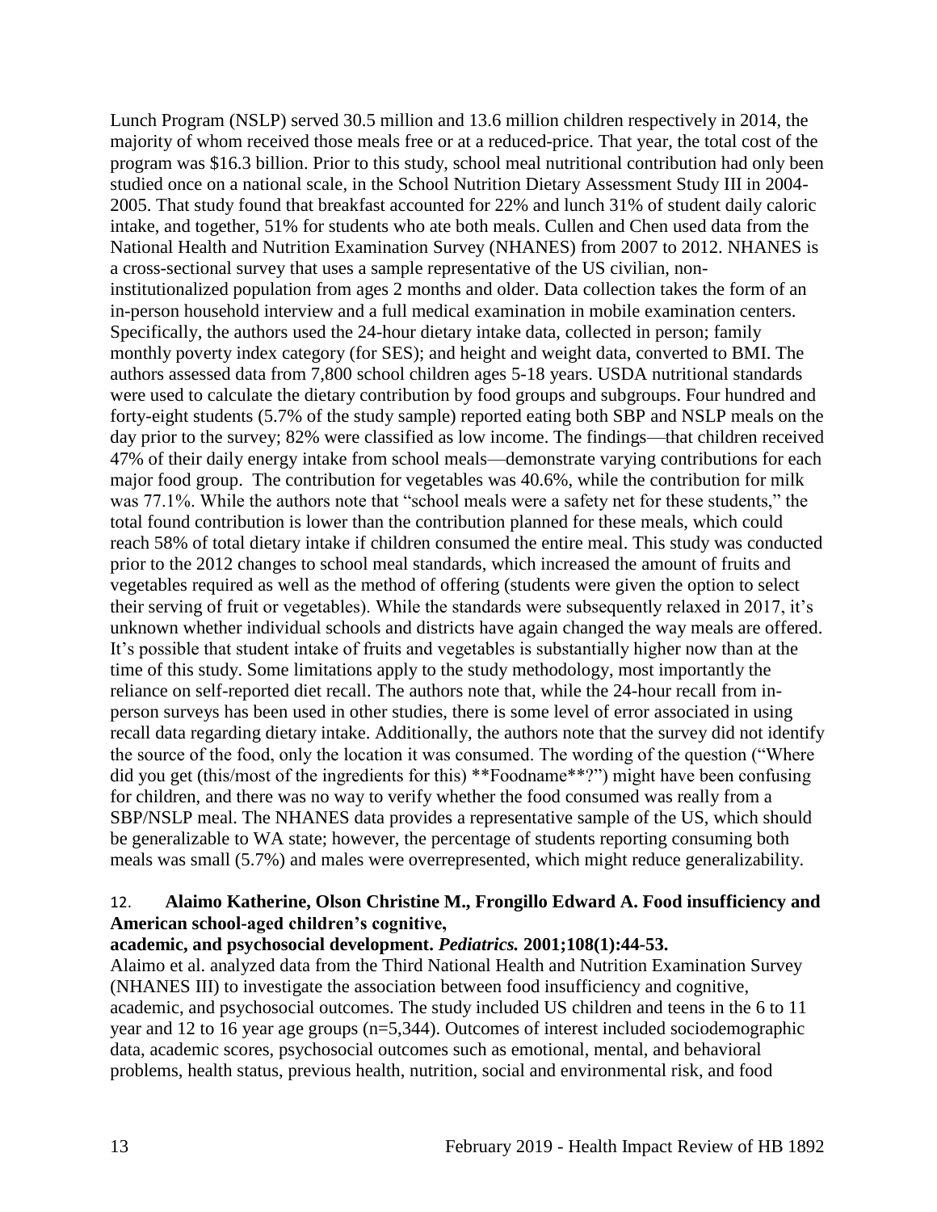Lunch Program (NSLP) served 30.5 million and 13.6 million children respectively in 2014, the majority of whom received those meals free or at a reduced-price. That year, the total cost of the program was $16.3 billion. Prior to this study, school meal nutritional contribution had only been studied once on a national scale, in the School Nutrition Dietary Assessment Study III in 2004-2005. That study found that breakfast accounted for 22% and lunch 31% of student daily caloric intake, and together, 51% for students who ate both meals. Cullen and Chen used data from the National Health and Nutrition Examination Survey (NHANES) from 2007 to 2012. NHANES is a cross-sectional survey that uses a sample representative of the US civilian, non-institutionalized population from ages 2 months and older. Data collection takes the form of an in-person household interview and a full medical examination in mobile examination centers. Specifically, the authors used the 24-hour dietary intake data, collected in person; family monthly poverty index category (for SES); and height and weight data, converted to BMI. The authors assessed data from 7,800 school children ages 5-18 years. USDA nutritional standards were used to calculate the dietary contribution by food groups and subgroups. Four hundred and forty-eight students (5.7% of the study sample) reported eating both SBP and NSLP meals on the day prior to the survey; 82% were classified as low income. The findings—that children received 47% of their daily energy intake from school meals—demonstrate varying contributions for each major food group. The contribution for vegetables was 40.6%, while the contribution for milk was 77.1%. While the authors note that "school meals were a safety net for these students," the total found contribution is lower than the contribution planned for these meals, which could reach 58% of total dietary intake if children consumed the entire meal. This study was conducted prior to the 2012 changes to school meal standards, which increased the amount of fruits and vegetables required as well as the method of offering (students were given the option to select their serving of fruit or vegetables). While the standards were subsequently relaxed in 2017, it's unknown whether individual schools and districts have again changed the way meals are offered. It's possible that student intake of fruits and vegetables is substantially higher now than at the time of this study. Some limitations apply to the study methodology, most importantly the reliance on self-reported diet recall. The authors note that, while the 24-hour recall from in-person surveys has been used in other studies, there is some level of error associated in using recall data regarding dietary intake. Additionally, the authors note that the survey did not identify the source of the food, only the location it was consumed. The wording of the question ("Where did you get (this/most of the ingredients for this) **Foodname**?") might have been confusing for children, and there was no way to verify whether the food consumed was really from a SBP/NSLP meal. The NHANES data provides a representative sample of the US, which should be generalizable to WA state; however, the percentage of students reporting consuming both meals was small (5.7%) and males were overrepresented, which might reduce generalizability.

12. **Alaimo Katherine, Olson Christine M., Frongillo Edward A. Food insufficiency and American school-aged children's cognitive, academic, and psychosocial development. *Pediatrics.* 2001;108(1):44-53.**

Alaimo et al. analyzed data from the Third National Health and Nutrition Examination Survey (NHANES III) to investigate the association between food insufficiency and cognitive, academic, and psychosocial outcomes. The study included US children and teens in the 6 to 11 year and 12 to 16 year age groups (n=5,344). Outcomes of interest included sociodemographic data, academic scores, psychosocial outcomes such as emotional, mental, and behavioral problems, health status, previous health, nutrition, social and environmental risk, and food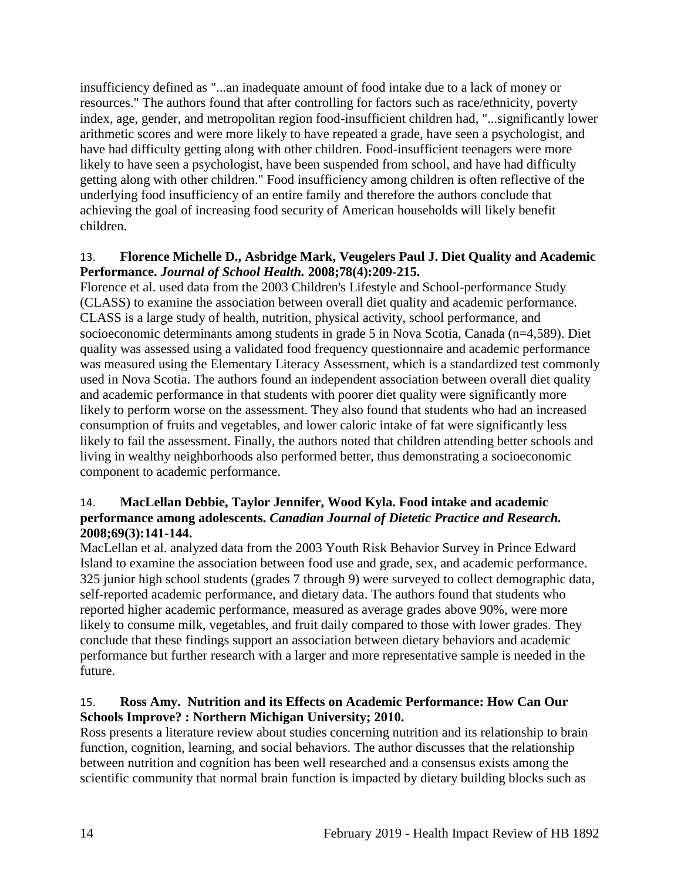insufficiency defined as "...an inadequate amount of food intake due to a lack of money or resources." The authors found that after controlling for factors such as race/ethnicity, poverty index, age, gender, and metropolitan region food-insufficient children had, "...significantly lower arithmetic scores and were more likely to have repeated a grade, have seen a psychologist, and have had difficulty getting along with other children. Food-insufficient teenagers were more likely to have seen a psychologist, have been suspended from school, and have had difficulty getting along with other children." Food insufficiency among children is often reflective of the underlying food insufficiency of an entire family and therefore the authors conclude that achieving the goal of increasing food security of American households will likely benefit children.

13. **Florence Michelle D., Asbridge Mark, Veugelers Paul J. Diet Quality and Academic Performance.** ***Journal of School Health.*** **2008;78(4):209-215.**

Florence et al. used data from the 2003 Children's Lifestyle and School-performance Study (CLASS) to examine the association between overall diet quality and academic performance. CLASS is a large study of health, nutrition, physical activity, school performance, and socioeconomic determinants among students in grade 5 in Nova Scotia, Canada (n=4,589). Diet quality was assessed using a validated food frequency questionnaire and academic performance was measured using the Elementary Literacy Assessment, which is a standardized test commonly used in Nova Scotia. The authors found an independent association between overall diet quality and academic performance in that students with poorer diet quality were significantly more likely to perform worse on the assessment. They also found that students who had an increased consumption of fruits and vegetables, and lower caloric intake of fat were significantly less likely to fail the assessment. Finally, the authors noted that children attending better schools and living in wealthy neighborhoods also performed better, thus demonstrating a socioeconomic component to academic performance.

14. **MacLellan Debbie, Taylor Jennifer, Wood Kyla. Food intake and academic performance among adolescents.** ***Canadian Journal of Dietetic Practice and Research.*** **2008;69(3):141-144.**

MacLellan et al. analyzed data from the 2003 Youth Risk Behavior Survey in Prince Edward Island to examine the association between food use and grade, sex, and academic performance. 325 junior high school students (grades 7 through 9) were surveyed to collect demographic data, self-reported academic performance, and dietary data. The authors found that students who reported higher academic performance, measured as average grades above 90%, were more likely to consume milk, vegetables, and fruit daily compared to those with lower grades. They conclude that these findings support an association between dietary behaviors and academic performance but further research with a larger and more representative sample is needed in the future.

15. **Ross Amy. Nutrition and its Effects on Academic Performance: How Can Our Schools Improve? : Northern Michigan University; 2010.**

Ross presents a literature review about studies concerning nutrition and its relationship to brain function, cognition, learning, and social behaviors. The author discusses that the relationship between nutrition and cognition has been well researched and a consensus exists among the scientific community that normal brain function is impacted by dietary building blocks such as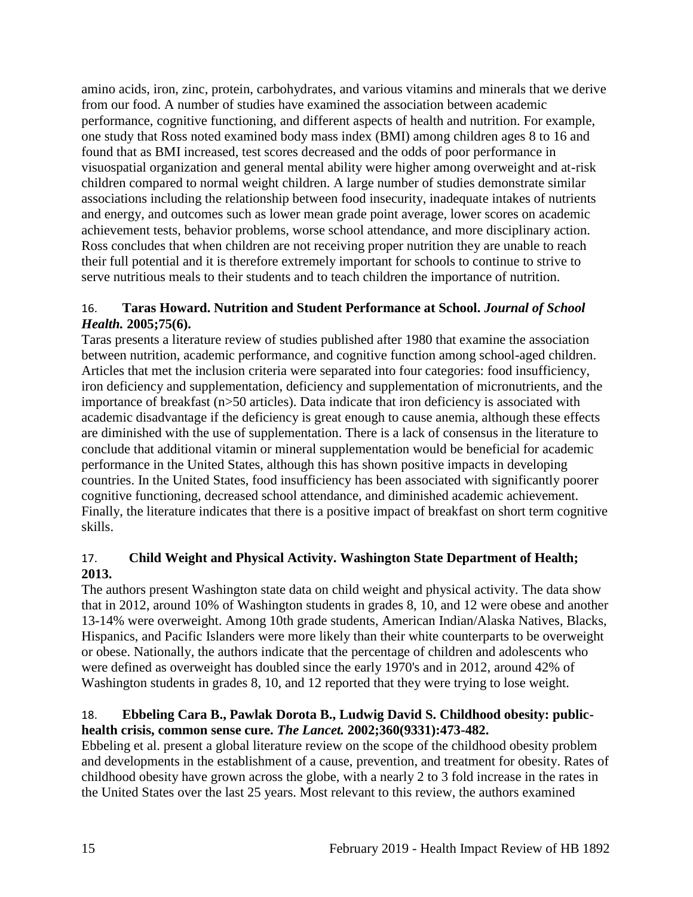amino acids, iron, zinc, protein, carbohydrates, and various vitamins and minerals that we derive from our food. A number of studies have examined the association between academic performance, cognitive functioning, and different aspects of health and nutrition. For example, one study that Ross noted examined body mass index (BMI) among children ages 8 to 16 and found that as BMI increased, test scores decreased and the odds of poor performance in visuospatial organization and general mental ability were higher among overweight and at-risk children compared to normal weight children. A large number of studies demonstrate similar associations including the relationship between food insecurity, inadequate intakes of nutrients and energy, and outcomes such as lower mean grade point average, lower scores on academic achievement tests, behavior problems, worse school attendance, and more disciplinary action. Ross concludes that when children are not receiving proper nutrition they are unable to reach their full potential and it is therefore extremely important for schools to continue to strive to serve nutritious meals to their students and to teach children the importance of nutrition.

16. **Taras Howard. Nutrition and Student Performance at School. *Journal of School Health.* 2005;75(6).**

Taras presents a literature review of studies published after 1980 that examine the association between nutrition, academic performance, and cognitive function among school-aged children. Articles that met the inclusion criteria were separated into four categories: food insufficiency, iron deficiency and supplementation, deficiency and supplementation of micronutrients, and the importance of breakfast (n>50 articles). Data indicate that iron deficiency is associated with academic disadvantage if the deficiency is great enough to cause anemia, although these effects are diminished with the use of supplementation. There is a lack of consensus in the literature to conclude that additional vitamin or mineral supplementation would be beneficial for academic performance in the United States, although this has shown positive impacts in developing countries. In the United States, food insufficiency has been associated with significantly poorer cognitive functioning, decreased school attendance, and diminished academic achievement. Finally, the literature indicates that there is a positive impact of breakfast on short term cognitive skills.

17. **Child Weight and Physical Activity. Washington State Department of Health; 2013.**

The authors present Washington state data on child weight and physical activity. The data show that in 2012, around 10% of Washington students in grades 8, 10, and 12 were obese and another 13-14% were overweight. Among 10th grade students, American Indian/Alaska Natives, Blacks, Hispanics, and Pacific Islanders were more likely than their white counterparts to be overweight or obese. Nationally, the authors indicate that the percentage of children and adolescents who were defined as overweight has doubled since the early 1970's and in 2012, around 42% of Washington students in grades 8, 10, and 12 reported that they were trying to lose weight.

18. **Ebbeling Cara B., Pawlak Dorota B., Ludwig David S. Childhood obesity: public-health crisis, common sense cure. *The Lancet.* 2002;360(9331):473-482.**

Ebbeling et al. present a global literature review on the scope of the childhood obesity problem and developments in the establishment of a cause, prevention, and treatment for obesity. Rates of childhood obesity have grown across the globe, with a nearly 2 to 3 fold increase in the rates in the United States over the last 25 years. Most relevant to this review, the authors examined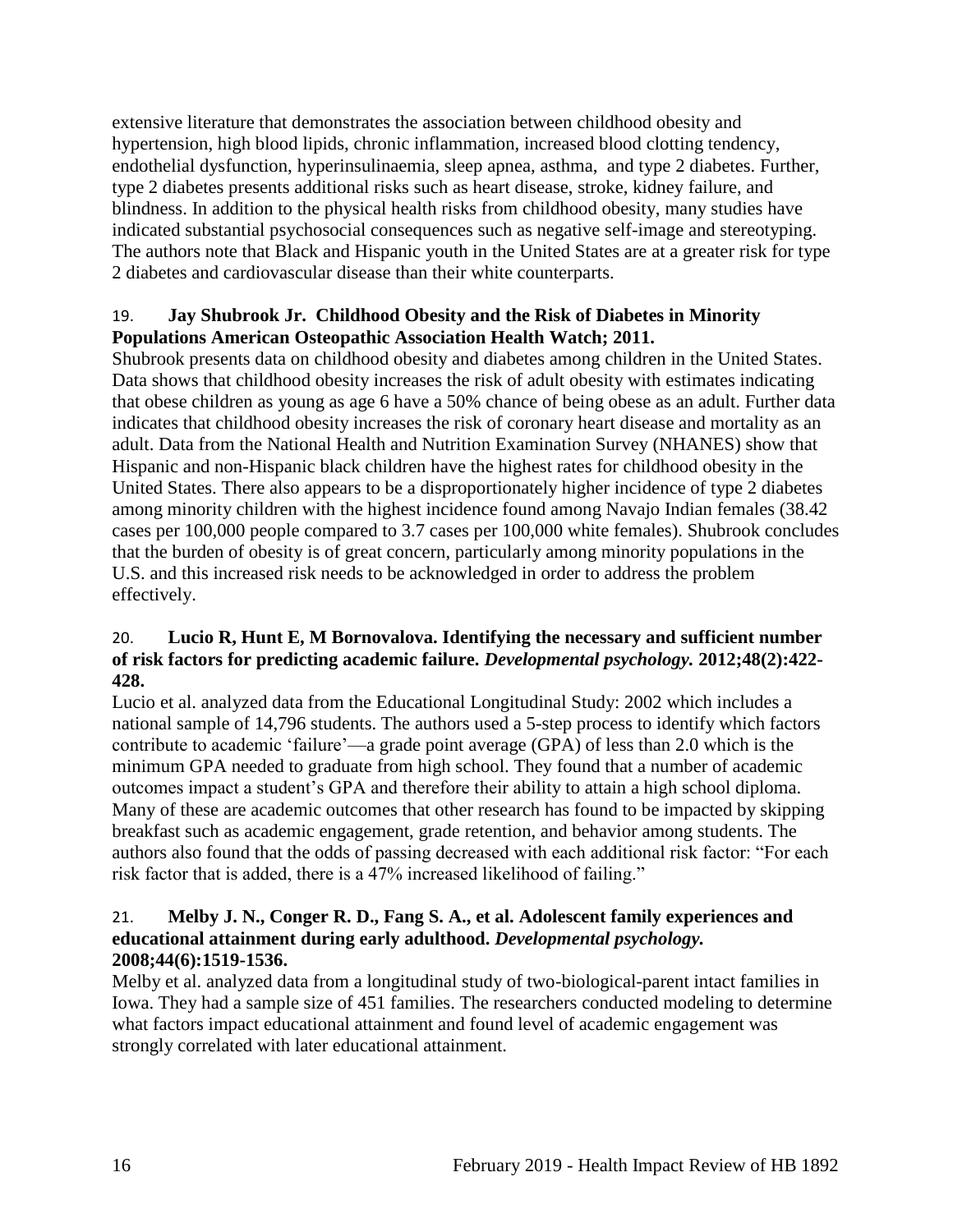extensive literature that demonstrates the association between childhood obesity and hypertension, high blood lipids, chronic inflammation, increased blood clotting tendency, endothelial dysfunction, hyperinsulinaemia, sleep apnea, asthma, and type 2 diabetes. Further, type 2 diabetes presents additional risks such as heart disease, stroke, kidney failure, and blindness. In addition to the physical health risks from childhood obesity, many studies have indicated substantial psychosocial consequences such as negative self-image and stereotyping. The authors note that Black and Hispanic youth in the United States are at a greater risk for type 2 diabetes and cardiovascular disease than their white counterparts.

19. **Jay Shubrook Jr. Childhood Obesity and the Risk of Diabetes in Minority Populations American Osteopathic Association Health Watch; 2011.**

Shubrook presents data on childhood obesity and diabetes among children in the United States. Data shows that childhood obesity increases the risk of adult obesity with estimates indicating that obese children as young as age 6 have a 50% chance of being obese as an adult. Further data indicates that childhood obesity increases the risk of coronary heart disease and mortality as an adult. Data from the National Health and Nutrition Examination Survey (NHANES) show that Hispanic and non-Hispanic black children have the highest rates for childhood obesity in the United States. There also appears to be a disproportionately higher incidence of type 2 diabetes among minority children with the highest incidence found among Navajo Indian females (38.42 cases per 100,000 people compared to 3.7 cases per 100,000 white females). Shubrook concludes that the burden of obesity is of great concern, particularly among minority populations in the U.S. and this increased risk needs to be acknowledged in order to address the problem effectively.

20. **Lucio R, Hunt E, M Bornovalova. Identifying the necessary and sufficient number of risk factors for predicting academic failure. *Developmental psychology.* 2012;48(2):422-428.**

Lucio et al. analyzed data from the Educational Longitudinal Study: 2002 which includes a national sample of 14,796 students. The authors used a 5-step process to identify which factors contribute to academic 'failure'—a grade point average (GPA) of less than 2.0 which is the minimum GPA needed to graduate from high school. They found that a number of academic outcomes impact a student's GPA and therefore their ability to attain a high school diploma. Many of these are academic outcomes that other research has found to be impacted by skipping breakfast such as academic engagement, grade retention, and behavior among students. The authors also found that the odds of passing decreased with each additional risk factor: "For each risk factor that is added, there is a 47% increased likelihood of failing."

21. **Melby J. N., Conger R. D., Fang S. A., et al. Adolescent family experiences and educational attainment during early adulthood. *Developmental psychology.* 2008;44(6):1519-1536.**

Melby et al. analyzed data from a longitudinal study of two-biological-parent intact families in Iowa. They had a sample size of 451 families. The researchers conducted modeling to determine what factors impact educational attainment and found level of academic engagement was strongly correlated with later educational attainment.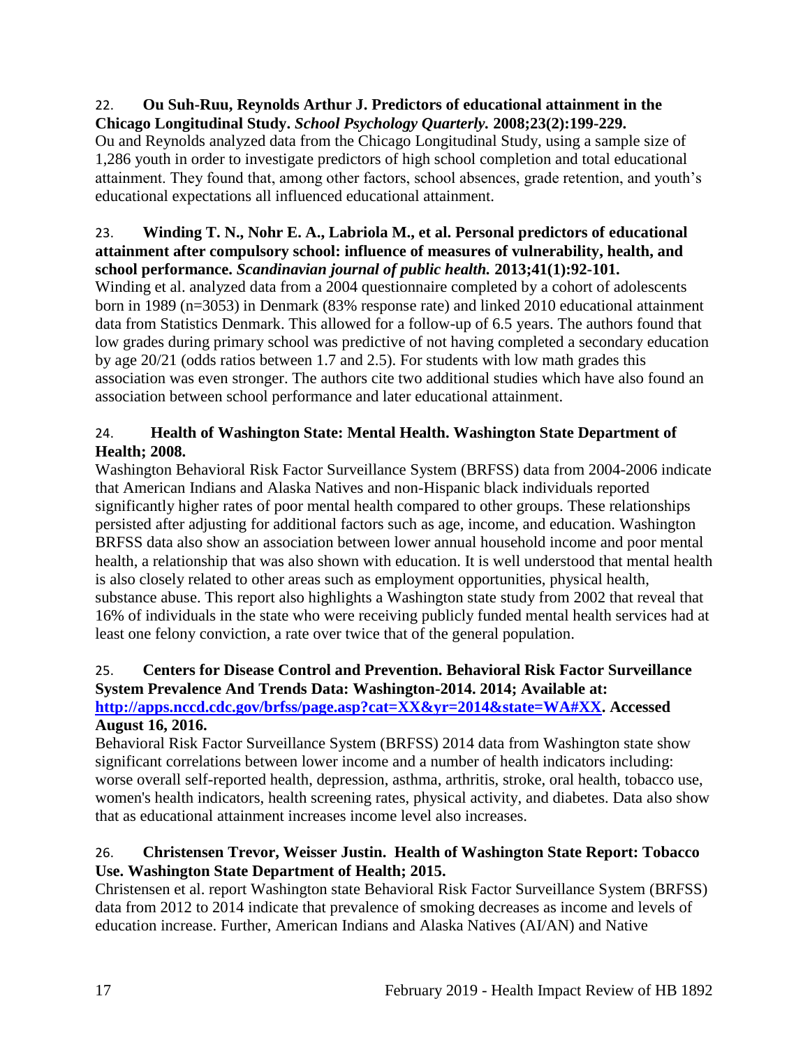22. **Ou Suh-Ruu, Reynolds Arthur J. Predictors of educational attainment in the Chicago Longitudinal Study.** ***School Psychology Quarterly.*** **2008;23(2):199-229.**
Ou and Reynolds analyzed data from the Chicago Longitudinal Study, using a sample size of 1,286 youth in order to investigate predictors of high school completion and total educational attainment. They found that, among other factors, school absences, grade retention, and youth's educational expectations all influenced educational attainment.

23. **Winding T. N., Nohr E. A., Labriola M., et al. Personal predictors of educational attainment after compulsory school: influence of measures of vulnerability, health, and school performance.** ***Scandinavian journal of public health.*** **2013;41(1):92-101.**
Winding et al. analyzed data from a 2004 questionnaire completed by a cohort of adolescents born in 1989 (n=3053) in Denmark (83% response rate) and linked 2010 educational attainment data from Statistics Denmark. This allowed for a follow-up of 6.5 years. The authors found that low grades during primary school was predictive of not having completed a secondary education by age 20/21 (odds ratios between 1.7 and 2.5). For students with low math grades this association was even stronger. The authors cite two additional studies which have also found an association between school performance and later educational attainment.

24. **Health of Washington State: Mental Health. Washington State Department of Health; 2008.**
Washington Behavioral Risk Factor Surveillance System (BRFSS) data from 2004-2006 indicate that American Indians and Alaska Natives and non-Hispanic black individuals reported significantly higher rates of poor mental health compared to other groups. These relationships persisted after adjusting for additional factors such as age, income, and education. Washington BRFSS data also show an association between lower annual household income and poor mental health, a relationship that was also shown with education. It is well understood that mental health is also closely related to other areas such as employment opportunities, physical health, substance abuse. This report also highlights a Washington state study from 2002 that reveal that 16% of individuals in the state who were receiving publicly funded mental health services had at least one felony conviction, a rate over twice that of the general population.

25. **Centers for Disease Control and Prevention. Behavioral Risk Factor Surveillance System Prevalence And Trends Data: Washington-2014. 2014; Available at: [http://apps.nccd.cdc.gov/brfss/page.asp?cat=XX&yr=2014&state=WA#XX](http://apps.nccd.cdc.gov/brfss/page.asp?cat=XX&yr=2014&state=WA#XX). Accessed August 16, 2016.**
Behavioral Risk Factor Surveillance System (BRFSS) 2014 data from Washington state show significant correlations between lower income and a number of health indicators including: worse overall self-reported health, depression, asthma, arthritis, stroke, oral health, tobacco use, women's health indicators, health screening rates, physical activity, and diabetes. Data also show that as educational attainment increases income level also increases.

26. **Christensen Trevor, Weisser Justin. Health of Washington State Report: Tobacco Use. Washington State Department of Health; 2015.**
Christensen et al. report Washington state Behavioral Risk Factor Surveillance System (BRFSS) data from 2012 to 2014 indicate that prevalence of smoking decreases as income and levels of education increase. Further, American Indians and Alaska Natives (AI/AN) and Native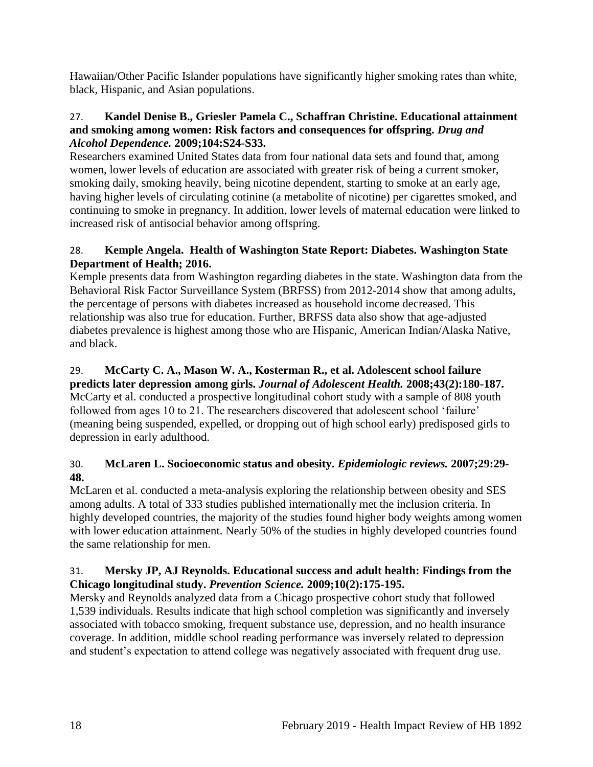Hawaiian/Other Pacific Islander populations have significantly higher smoking rates than white, black, Hispanic, and Asian populations.

27. **Kandel Denise B., Griesler Pamela C., Schaffran Christine. Educational attainment and smoking among women: Risk factors and consequences for offspring.** ***Drug and Alcohol Dependence.*** **2009;104:S24-S33.**
Researchers examined United States data from four national data sets and found that, among women, lower levels of education are associated with greater risk of being a current smoker, smoking daily, smoking heavily, being nicotine dependent, starting to smoke at an early age, having higher levels of circulating cotinine (a metabolite of nicotine) per cigarettes smoked, and continuing to smoke in pregnancy. In addition, lower levels of maternal education were linked to increased risk of antisocial behavior among offspring.

28. **Kemple Angela. Health of Washington State Report: Diabetes. Washington State Department of Health; 2016.**
Kemple presents data from Washington regarding diabetes in the state. Washington data from the Behavioral Risk Factor Surveillance System (BRFSS) from 2012-2014 show that among adults, the percentage of persons with diabetes increased as household income decreased. This relationship was also true for education. Further, BRFSS data also show that age-adjusted diabetes prevalence is highest among those who are Hispanic, American Indian/Alaska Native, and black.

29. **McCarty C. A., Mason W. A., Kosterman R., et al. Adolescent school failure predicts later depression among girls.** ***Journal of Adolescent Health.*** **2008;43(2):180-187.**
McCarty et al. conducted a prospective longitudinal cohort study with a sample of 808 youth followed from ages 10 to 21. The researchers discovered that adolescent school 'failure' (meaning being suspended, expelled, or dropping out of high school early) predisposed girls to depression in early adulthood.

30. **McLaren L. Socioeconomic status and obesity.** ***Epidemiologic reviews.*** **2007;29:29-48.**
McLaren et al. conducted a meta-analysis exploring the relationship between obesity and SES among adults. A total of 333 studies published internationally met the inclusion criteria. In highly developed countries, the majority of the studies found higher body weights among women with lower education attainment. Nearly 50% of the studies in highly developed countries found the same relationship for men.

31. **Mersky JP, AJ Reynolds. Educational success and adult health: Findings from the Chicago longitudinal study.** ***Prevention Science.*** **2009;10(2):175-195.**
Mersky and Reynolds analyzed data from a Chicago prospective cohort study that followed 1,539 individuals. Results indicate that high school completion was significantly and inversely associated with tobacco smoking, frequent substance use, depression, and no health insurance coverage. In addition, middle school reading performance was inversely related to depression and student's expectation to attend college was negatively associated with frequent drug use.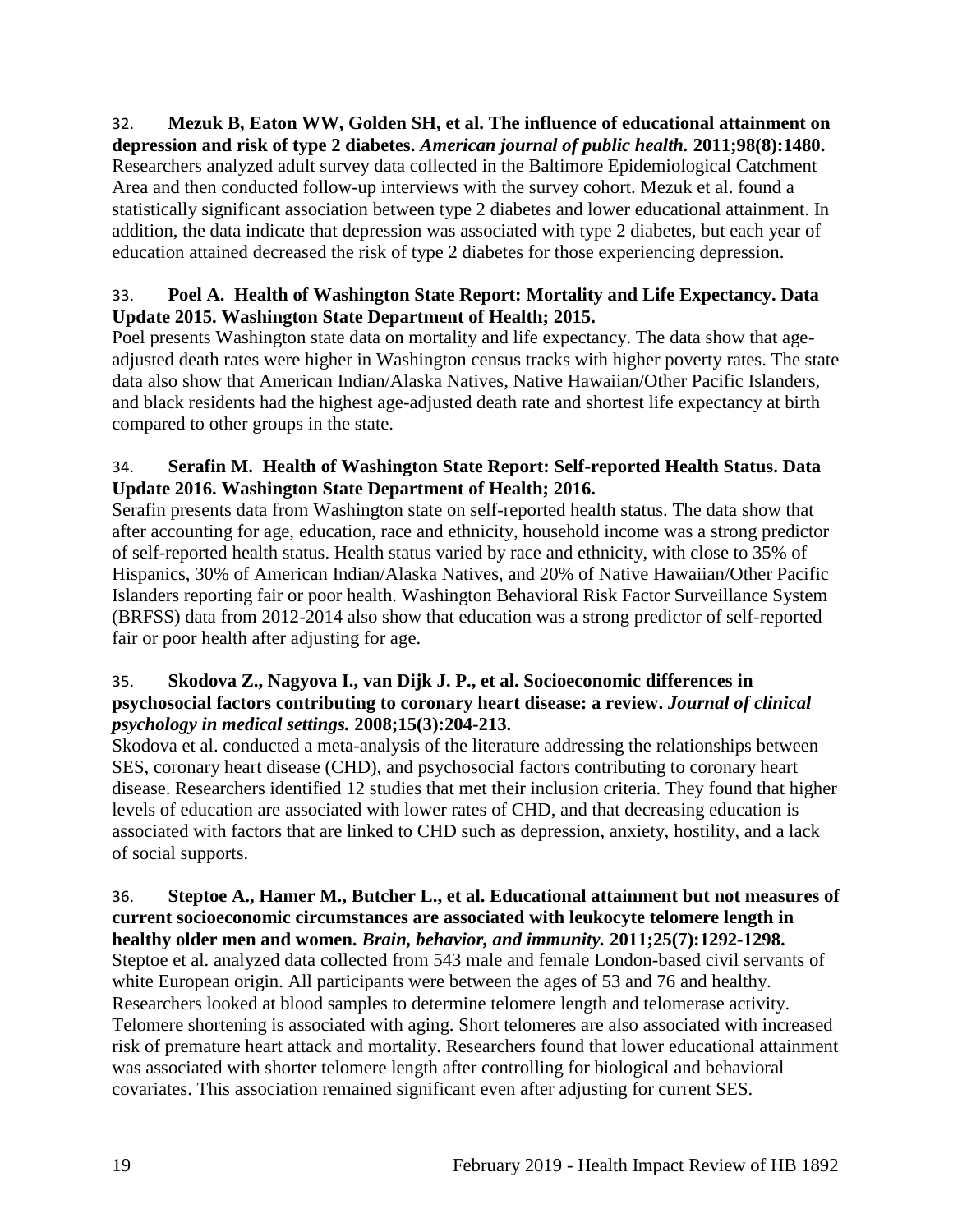32. **Mezuk B, Eaton WW, Golden SH, et al. The influence of educational attainment on depression and risk of type 2 diabetes.** ***American journal of public health.*** **2011;98(8):1480.**
Researchers analyzed adult survey data collected in the Baltimore Epidemiological Catchment Area and then conducted follow-up interviews with the survey cohort. Mezuk et al. found a statistically significant association between type 2 diabetes and lower educational attainment. In addition, the data indicate that depression was associated with type 2 diabetes, but each year of education attained decreased the risk of type 2 diabetes for those experiencing depression.

33. **Poel A. Health of Washington State Report: Mortality and Life Expectancy. Data Update 2015. Washington State Department of Health; 2015.**
Poel presents Washington state data on mortality and life expectancy. The data show that age-adjusted death rates were higher in Washington census tracks with higher poverty rates. The state data also show that American Indian/Alaska Natives, Native Hawaiian/Other Pacific Islanders, and black residents had the highest age-adjusted death rate and shortest life expectancy at birth compared to other groups in the state.

34. **Serafin M. Health of Washington State Report: Self-reported Health Status. Data Update 2016. Washington State Department of Health; 2016.**
Serafin presents data from Washington state on self-reported health status. The data show that after accounting for age, education, race and ethnicity, household income was a strong predictor of self-reported health status. Health status varied by race and ethnicity, with close to 35% of Hispanics, 30% of American Indian/Alaska Natives, and 20% of Native Hawaiian/Other Pacific Islanders reporting fair or poor health. Washington Behavioral Risk Factor Surveillance System (BRFSS) data from 2012-2014 also show that education was a strong predictor of self-reported fair or poor health after adjusting for age.

35. **Skodova Z., Nagyova I., van Dijk J. P., et al. Socioeconomic differences in psychosocial factors contributing to coronary heart disease: a review.** ***Journal of clinical psychology in medical settings.*** **2008;15(3):204-213.**
Skodova et al. conducted a meta-analysis of the literature addressing the relationships between SES, coronary heart disease (CHD), and psychosocial factors contributing to coronary heart disease. Researchers identified 12 studies that met their inclusion criteria. They found that higher levels of education are associated with lower rates of CHD, and that decreasing education is associated with factors that are linked to CHD such as depression, anxiety, hostility, and a lack of social supports.

36. **Steptoe A., Hamer M., Butcher L., et al. Educational attainment but not measures of current socioeconomic circumstances are associated with leukocyte telomere length in healthy older men and women.** ***Brain, behavior, and immunity.*** **2011;25(7):1292-1298.**
Steptoe et al. analyzed data collected from 543 male and female London-based civil servants of white European origin. All participants were between the ages of 53 and 76 and healthy. Researchers looked at blood samples to determine telomere length and telomerase activity. Telomere shortening is associated with aging. Short telomeres are also associated with increased risk of premature heart attack and mortality. Researchers found that lower educational attainment was associated with shorter telomere length after controlling for biological and behavioral covariates. This association remained significant even after adjusting for current SES.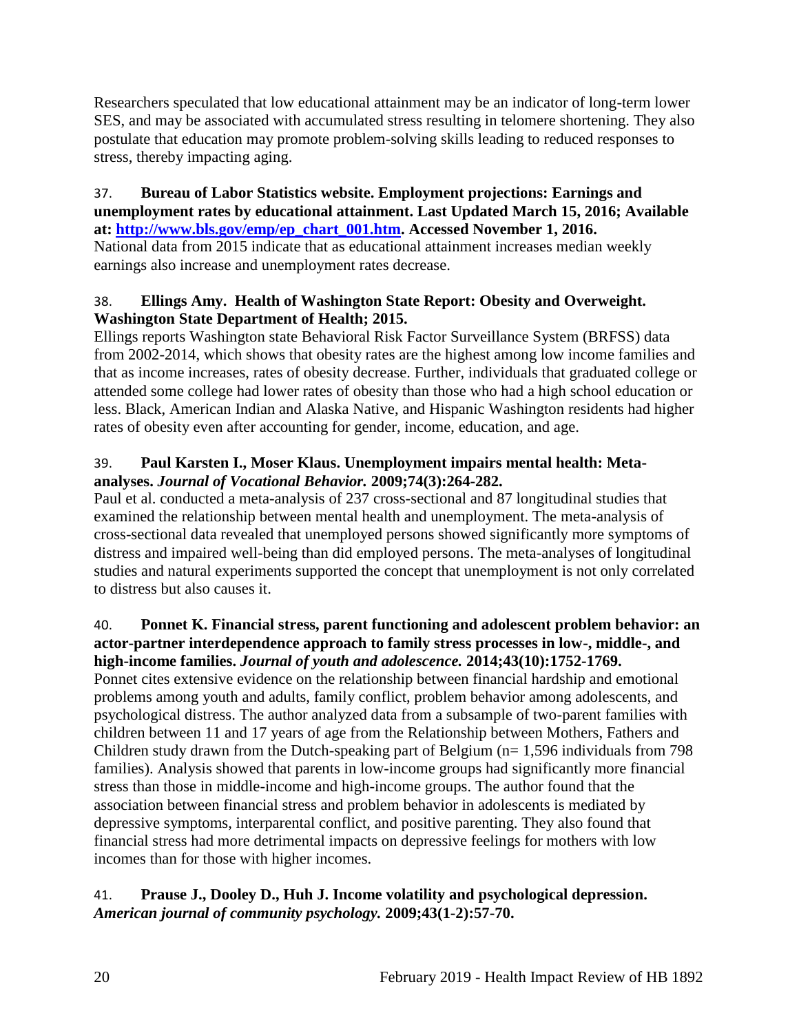Researchers speculated that low educational attainment may be an indicator of long-term lower SES, and may be associated with accumulated stress resulting in telomere shortening. They also postulate that education may promote problem-solving skills leading to reduced responses to stress, thereby impacting aging.

37. **Bureau of Labor Statistics website. Employment projections: Earnings and unemployment rates by educational attainment. Last Updated March 15, 2016; Available at: [http://www.bls.gov/emp/ep_chart_001.htm](http://www.bls.gov/emp/ep_chart_001.htm). Accessed November 1, 2016.**
National data from 2015 indicate that as educational attainment increases median weekly earnings also increase and unemployment rates decrease.

38. **Ellings Amy. Health of Washington State Report: Obesity and Overweight. Washington State Department of Health; 2015.**
Ellings reports Washington state Behavioral Risk Factor Surveillance System (BRFSS) data from 2002-2014, which shows that obesity rates are the highest among low income families and that as income increases, rates of obesity decrease. Further, individuals that graduated college or attended some college had lower rates of obesity than those who had a high school education or less. Black, American Indian and Alaska Native, and Hispanic Washington residents had higher rates of obesity even after accounting for gender, income, education, and age.

39. **Paul Karsten I., Moser Klaus. Unemployment impairs mental health: Meta-analyses.** ***Journal of Vocational Behavior.*** **2009;74(3):264-282.**
Paul et al. conducted a meta-analysis of 237 cross-sectional and 87 longitudinal studies that examined the relationship between mental health and unemployment. The meta-analysis of cross-sectional data revealed that unemployed persons showed significantly more symptoms of distress and impaired well-being than did employed persons. The meta-analyses of longitudinal studies and natural experiments supported the concept that unemployment is not only correlated to distress but also causes it.

40. **Ponnet K. Financial stress, parent functioning and adolescent problem behavior: an actor-partner interdependence approach to family stress processes in low-, middle-, and high-income families.** ***Journal of youth and adolescence.*** **2014;43(10):1752-1769.**
Ponnet cites extensive evidence on the relationship between financial hardship and emotional problems among youth and adults, family conflict, problem behavior among adolescents, and psychological distress. The author analyzed data from a subsample of two-parent families with children between 11 and 17 years of age from the Relationship between Mothers, Fathers and Children study drawn from the Dutch-speaking part of Belgium (n= 1,596 individuals from 798 families). Analysis showed that parents in low-income groups had significantly more financial stress than those in middle-income and high-income groups. The author found that the association between financial stress and problem behavior in adolescents is mediated by depressive symptoms, interparental conflict, and positive parenting. They also found that financial stress had more detrimental impacts on depressive feelings for mothers with low incomes than for those with higher incomes.

41. **Prause J., Dooley D., Huh J. Income volatility and psychological depression.** ***American journal of community psychology.*** **2009;43(1-2):57-70.**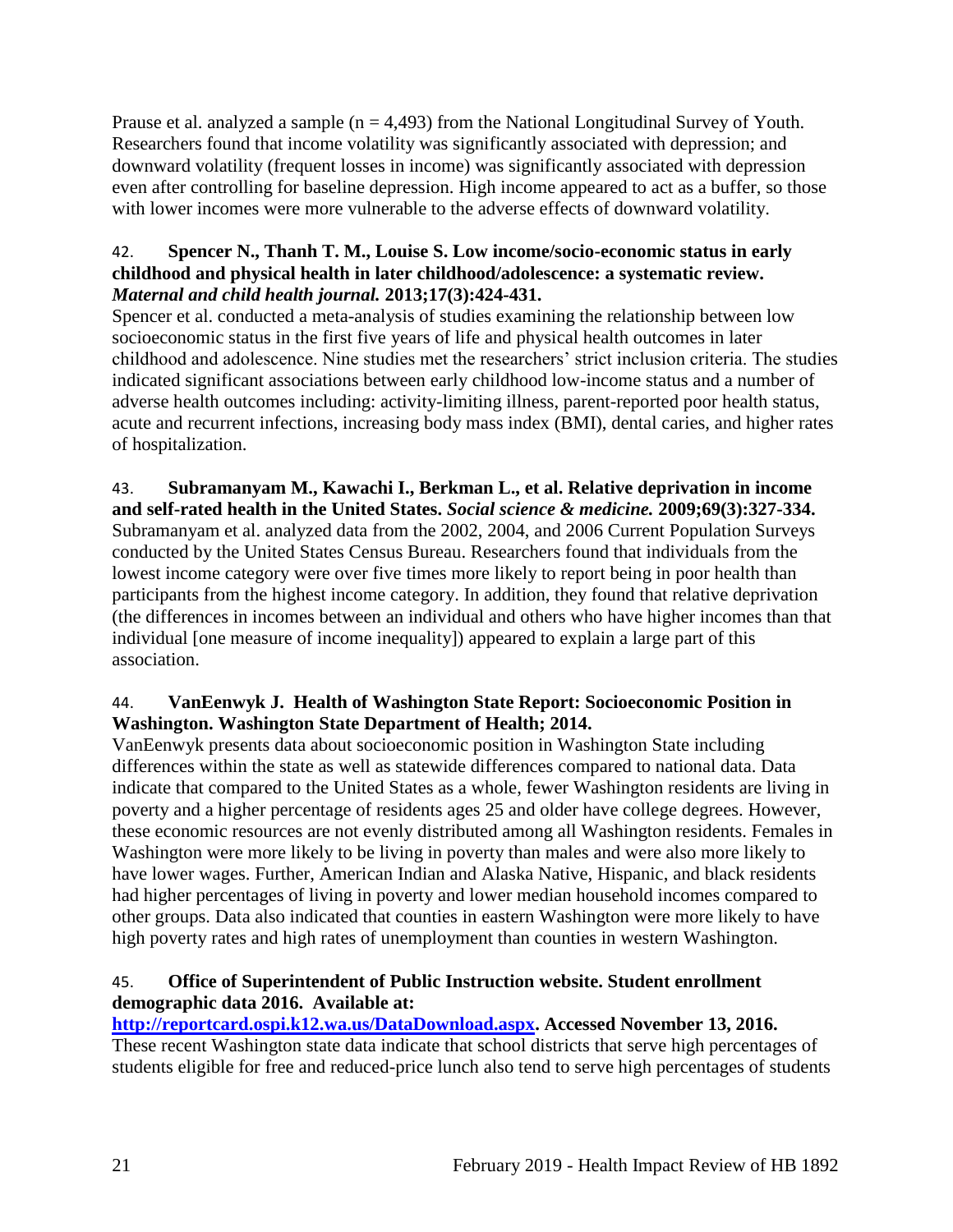Prause et al. analyzed a sample (n = 4,493) from the National Longitudinal Survey of Youth. Researchers found that income volatility was significantly associated with depression; and downward volatility (frequent losses in income) was significantly associated with depression even after controlling for baseline depression. High income appeared to act as a buffer, so those with lower incomes were more vulnerable to the adverse effects of downward volatility.

42. **Spencer N., Thanh T. M., Louise S. Low income/socio-economic status in early childhood and physical health in later childhood/adolescence: a systematic review. *Maternal and child health journal.* 2013;17(3):424-431.**

Spencer et al. conducted a meta-analysis of studies examining the relationship between low socioeconomic status in the first five years of life and physical health outcomes in later childhood and adolescence. Nine studies met the researchers' strict inclusion criteria. The studies indicated significant associations between early childhood low-income status and a number of adverse health outcomes including: activity-limiting illness, parent-reported poor health status, acute and recurrent infections, increasing body mass index (BMI), dental caries, and higher rates of hospitalization.

43. **Subramanyam M., Kawachi I., Berkman L., et al. Relative deprivation in income and self-rated health in the United States. *Social science & medicine.* 2009;69(3):327-334.**

Subramanyam et al. analyzed data from the 2002, 2004, and 2006 Current Population Surveys conducted by the United States Census Bureau. Researchers found that individuals from the lowest income category were over five times more likely to report being in poor health than participants from the highest income category. In addition, they found that relative deprivation (the differences in incomes between an individual and others who have higher incomes than that individual [one measure of income inequality]) appeared to explain a large part of this association.

44. **VanEenwyk J. Health of Washington State Report: Socioeconomic Position in Washington. Washington State Department of Health; 2014.**

VanEenwyk presents data about socioeconomic position in Washington State including differences within the state as well as statewide differences compared to national data. Data indicate that compared to the United States as a whole, fewer Washington residents are living in poverty and a higher percentage of residents ages 25 and older have college degrees. However, these economic resources are not evenly distributed among all Washington residents. Females in Washington were more likely to be living in poverty than males and were also more likely to have lower wages. Further, American Indian and Alaska Native, Hispanic, and black residents had higher percentages of living in poverty and lower median household incomes compared to other groups. Data also indicated that counties in eastern Washington were more likely to have high poverty rates and high rates of unemployment than counties in western Washington.

45. **Office of Superintendent of Public Instruction website. Student enrollment demographic data 2016. Available at: [http://reportcard.ospi.k12.wa.us/DataDownload.aspx](http://reportcard.ospi.k12.wa.us/DataDownload.aspx). Accessed November 13, 2016.**

These recent Washington state data indicate that school districts that serve high percentages of students eligible for free and reduced-price lunch also tend to serve high percentages of students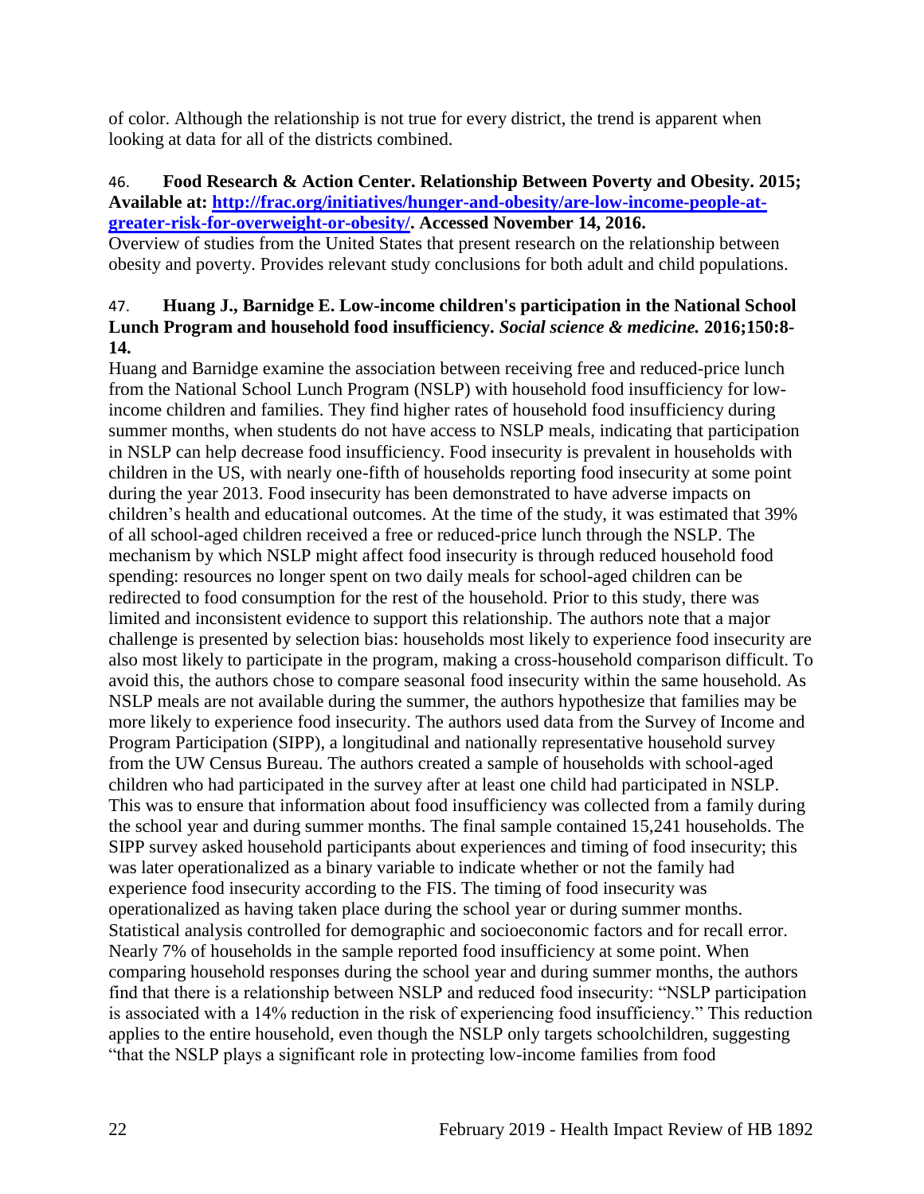of color. Although the relationship is not true for every district, the trend is apparent when looking at data for all of the districts combined.

46. **Food Research & Action Center. Relationship Between Poverty and Obesity. 2015; Available at: [http://frac.org/initiatives/hunger-and-obesity/are-low-income-people-at-greater-risk-for-overweight-or-obesity/](http://frac.org/initiatives/hunger-and-obesity/are-low-income-people-at-greater-risk-for-overweight-or-obesity/). Accessed November 14, 2016.**

Overview of studies from the United States that present research on the relationship between obesity and poverty. Provides relevant study conclusions for both adult and child populations.

47. **Huang J., Barnidge E. Low-income children's participation in the National School Lunch Program and household food insufficiency. *Social science & medicine.* 2016;150:8-14.**

Huang and Barnidge examine the association between receiving free and reduced-price lunch from the National School Lunch Program (NSLP) with household food insufficiency for low-income children and families. They find higher rates of household food insufficiency during summer months, when students do not have access to NSLP meals, indicating that participation in NSLP can help decrease food insufficiency. Food insecurity is prevalent in households with children in the US, with nearly one-fifth of households reporting food insecurity at some point during the year 2013. Food insecurity has been demonstrated to have adverse impacts on children's health and educational outcomes. At the time of the study, it was estimated that 39% of all school-aged children received a free or reduced-price lunch through the NSLP. The mechanism by which NSLP might affect food insecurity is through reduced household food spending: resources no longer spent on two daily meals for school-aged children can be redirected to food consumption for the rest of the household. Prior to this study, there was limited and inconsistent evidence to support this relationship. The authors note that a major challenge is presented by selection bias: households most likely to experience food insecurity are also most likely to participate in the program, making a cross-household comparison difficult. To avoid this, the authors chose to compare seasonal food insecurity within the same household. As NSLP meals are not available during the summer, the authors hypothesize that families may be more likely to experience food insecurity. The authors used data from the Survey of Income and Program Participation (SIPP), a longitudinal and nationally representative household survey from the UW Census Bureau. The authors created a sample of households with school-aged children who had participated in the survey after at least one child had participated in NSLP. This was to ensure that information about food insufficiency was collected from a family during the school year and during summer months. The final sample contained 15,241 households. The SIPP survey asked household participants about experiences and timing of food insecurity; this was later operationalized as a binary variable to indicate whether or not the family had experience food insecurity according to the FIS. The timing of food insecurity was operationalized as having taken place during the school year or during summer months. Statistical analysis controlled for demographic and socioeconomic factors and for recall error. Nearly 7% of households in the sample reported food insufficiency at some point. When comparing household responses during the school year and during summer months, the authors find that there is a relationship between NSLP and reduced food insecurity: "NSLP participation is associated with a 14% reduction in the risk of experiencing food insufficiency." This reduction applies to the entire household, even though the NSLP only targets schoolchildren, suggesting "that the NSLP plays a significant role in protecting low-income families from food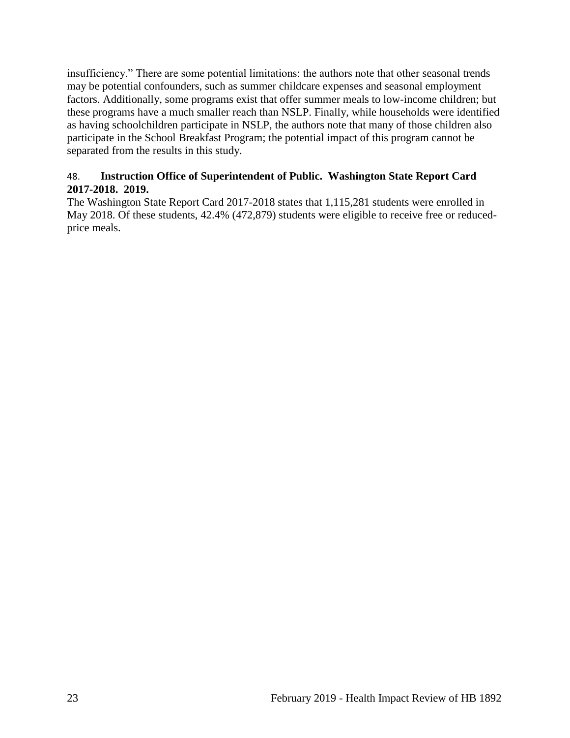insufficiency." There are some potential limitations: the authors note that other seasonal trends may be potential confounders, such as summer childcare expenses and seasonal employment factors. Additionally, some programs exist that offer summer meals to low-income children; but these programs have a much smaller reach than NSLP. Finally, while households were identified as having schoolchildren participate in NSLP, the authors note that many of those children also participate in the School Breakfast Program; the potential impact of this program cannot be separated from the results in this study.

48. **Instruction Office of Superintendent of Public. Washington State Report Card 2017-2018. 2019.**

The Washington State Report Card 2017-2018 states that 1,115,281 students were enrolled in May 2018. Of these students, 42.4% (472,879) students were eligible to receive free or reduced-price meals.